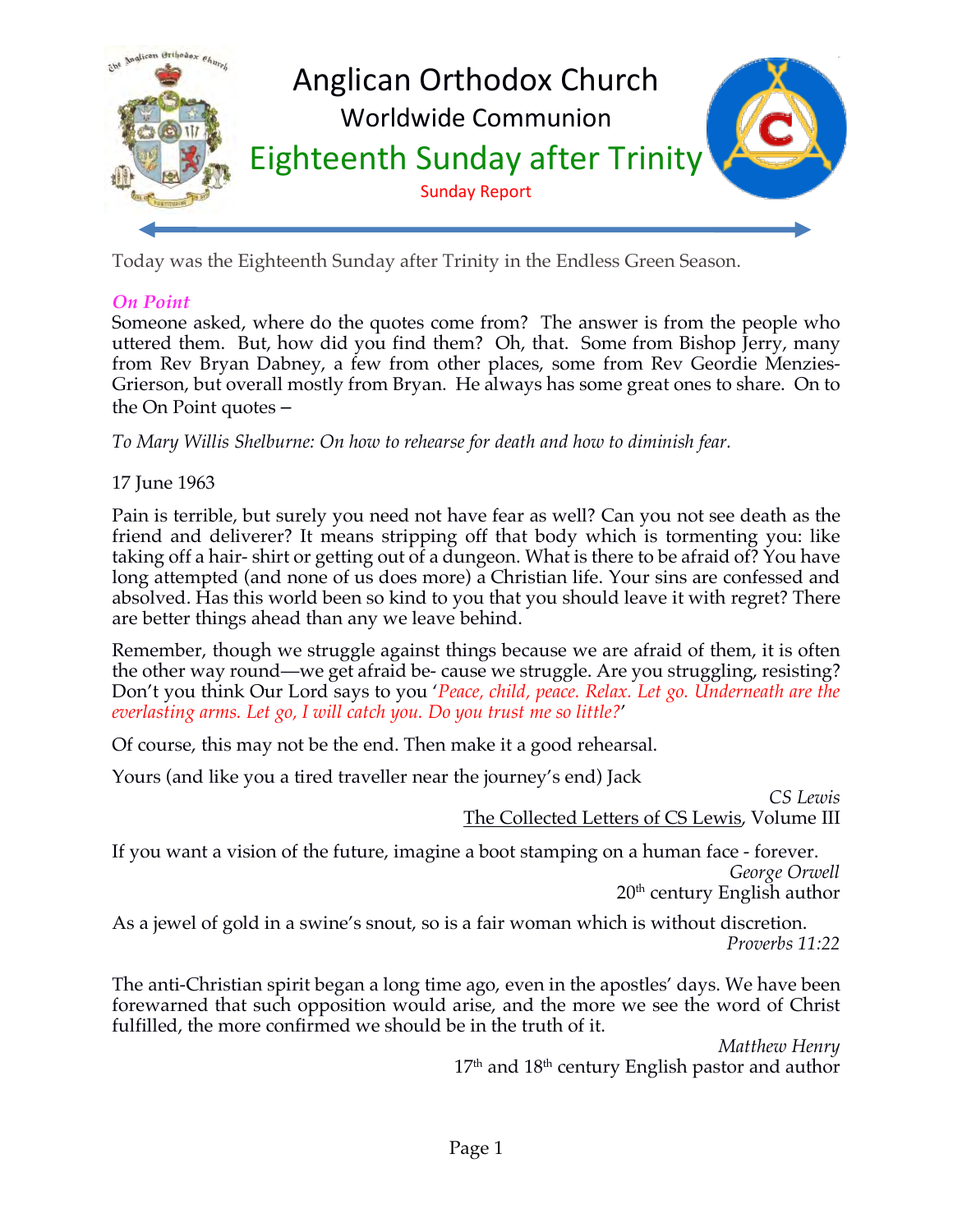# Anglican Orthodox Church

## Worldwide Communion

## Eighteenth Sunday after Trinity

Sunday Report

Today was the Eighteenth Sunday after Trinity in the Endless Green Season.

### *On Point*

Someone asked, where do the quotes come from? The answer is from the people who uttered them. But, how did you find them? Oh, that. Some from Bishop Jerry, many from Rev Bryan Dabney, a few from other places, some from Rev Geordie Menzies-Grierson, but overall mostly from Bryan. He always has some great ones to share. On to the On Point quotes –

*To Mary Willis Shelburne: On how to rehearse for death and how to diminish fear.*

17 June 1963

Pain is terrible, but surely you need not have fear as well? Can you not see death as the friend and deliverer? It means stripping off that body which is tormenting you: like taking off a hair- shirt or getting out of a dungeon. What is there to be afraid of? You have long attempted (and none of us does more) a Christian life. Your sins are confessed and absolved. Has this world been so kind to you that you should leave it with regret? There are better things ahead than any we leave behind.

Remember, though we struggle against things because we are afraid of them, it is often the other way round—we get afraid be- cause we struggle. Are you struggling, resisting? Don't you think Our Lord says to you '*Peace, child, peace. Relax. Let go. Underneath are the everlasting arms. Let go, I will catch you. Do you trust me so little?*'

Of course, this may not be the end. Then make it a good rehearsal.

Yours (and like you a tired traveller near the journey's end) Jack

*CS Lewis*
The Collected Letters of CS Lewis, Volume III

If you want a vision of the future, imagine a boot stamping on a human face - forever.

*George Orwell*
20th century English author

As a jewel of gold in a swine's snout, so is a fair woman which is without discretion.

*Proverbs 11:22*

The anti-Christian spirit began a long time ago, even in the apostles' days. We have been forewarned that such opposition would arise, and the more we see the word of Christ fulfilled, the more confirmed we should be in the truth of it.

*Matthew Henry*
17th and 18th century English pastor and author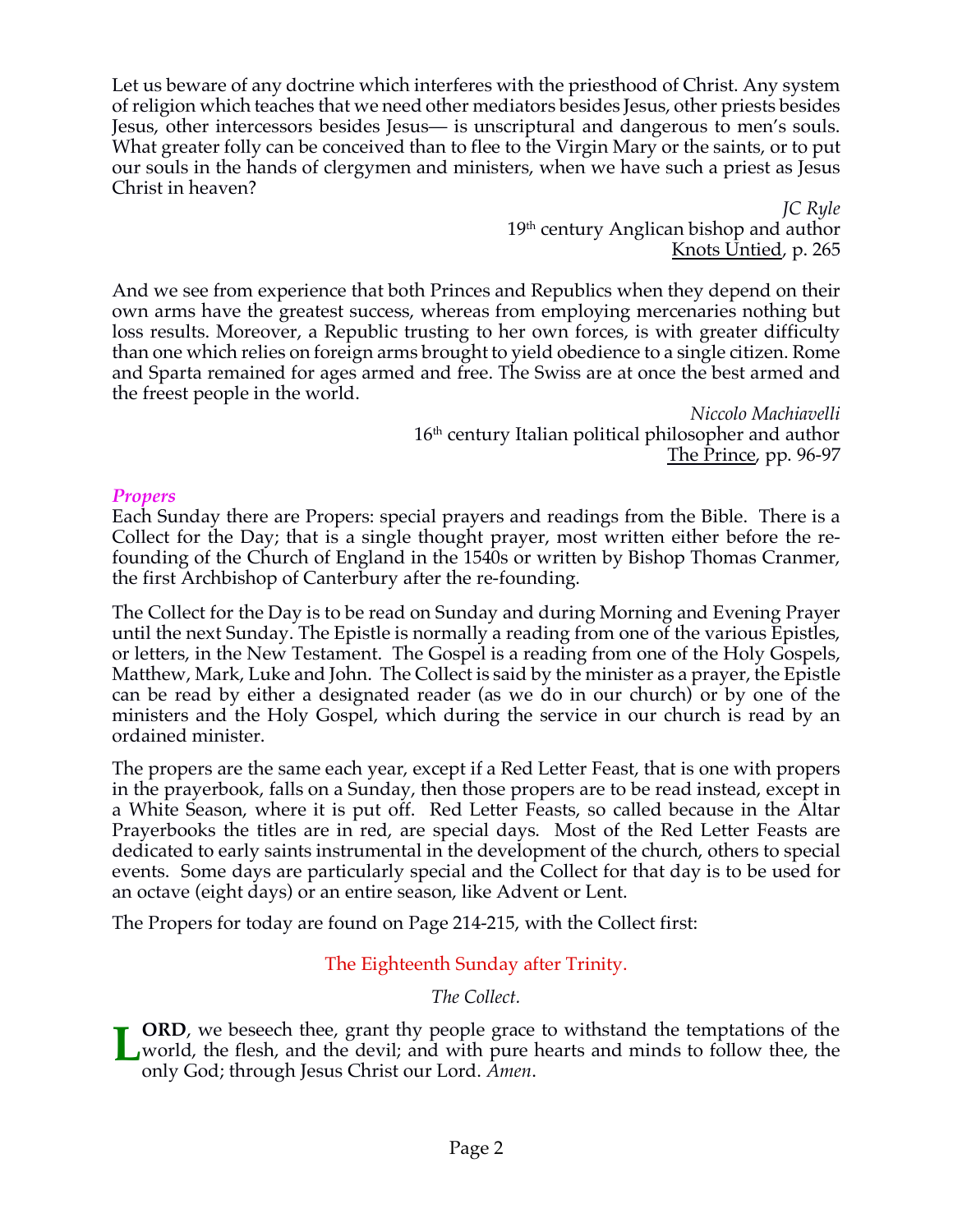Let us beware of any doctrine which interferes with the priesthood of Christ. Any system of religion which teaches that we need other mediators besides Jesus, other priests besides Jesus, other intercessors besides Jesus— is unscriptural and dangerous to men's souls. What greater folly can be conceived than to flee to the Virgin Mary or the saints, or to put our souls in the hands of clergymen and ministers, when we have such a priest as Jesus Christ in heaven?

*JC Ryle*
19th century Anglican bishop and author
Knots Untied, p. 265

And we see from experience that both Princes and Republics when they depend on their own arms have the greatest success, whereas from employing mercenaries nothing but loss results. Moreover, a Republic trusting to her own forces, is with greater difficulty than one which relies on foreign arms brought to yield obedience to a single citizen. Rome and Sparta remained for ages armed and free. The Swiss are at once the best armed and the freest people in the world.

*Niccolo Machiavelli*
16th century Italian political philosopher and author
The Prince, pp. 96-97

### *Propers*

Each Sunday there are Propers: special prayers and readings from the Bible. There is a Collect for the Day; that is a single thought prayer, most written either before the re-founding of the Church of England in the 1540s or written by Bishop Thomas Cranmer, the first Archbishop of Canterbury after the re-founding.

The Collect for the Day is to be read on Sunday and during Morning and Evening Prayer until the next Sunday. The Epistle is normally a reading from one of the various Epistles, or letters, in the New Testament. The Gospel is a reading from one of the Holy Gospels, Matthew, Mark, Luke and John. The Collect is said by the minister as a prayer, the Epistle can be read by either a designated reader (as we do in our church) or by one of the ministers and the Holy Gospel, which during the service in our church is read by an ordained minister.

The propers are the same each year, except if a Red Letter Feast, that is one with propers in the prayerbook, falls on a Sunday, then those propers are to be read instead, except in a White Season, where it is put off. Red Letter Feasts, so called because in the Altar Prayerbooks the titles are in red, are special days. Most of the Red Letter Feasts are dedicated to early saints instrumental in the development of the church, others to special events. Some days are particularly special and the Collect for that day is to be used for an octave (eight days) or an entire season, like Advent or Lent.

The Propers for today are found on Page 214-215, with the Collect first:

## The Eighteenth Sunday after Trinity.

*The Collect.*

**LORD**, we beseech thee, grant thy people grace to withstand the temptations of the world, the flesh, and the devil; and with pure hearts and minds to follow thee, the only God; through Jesus Christ our Lord. *Amen*.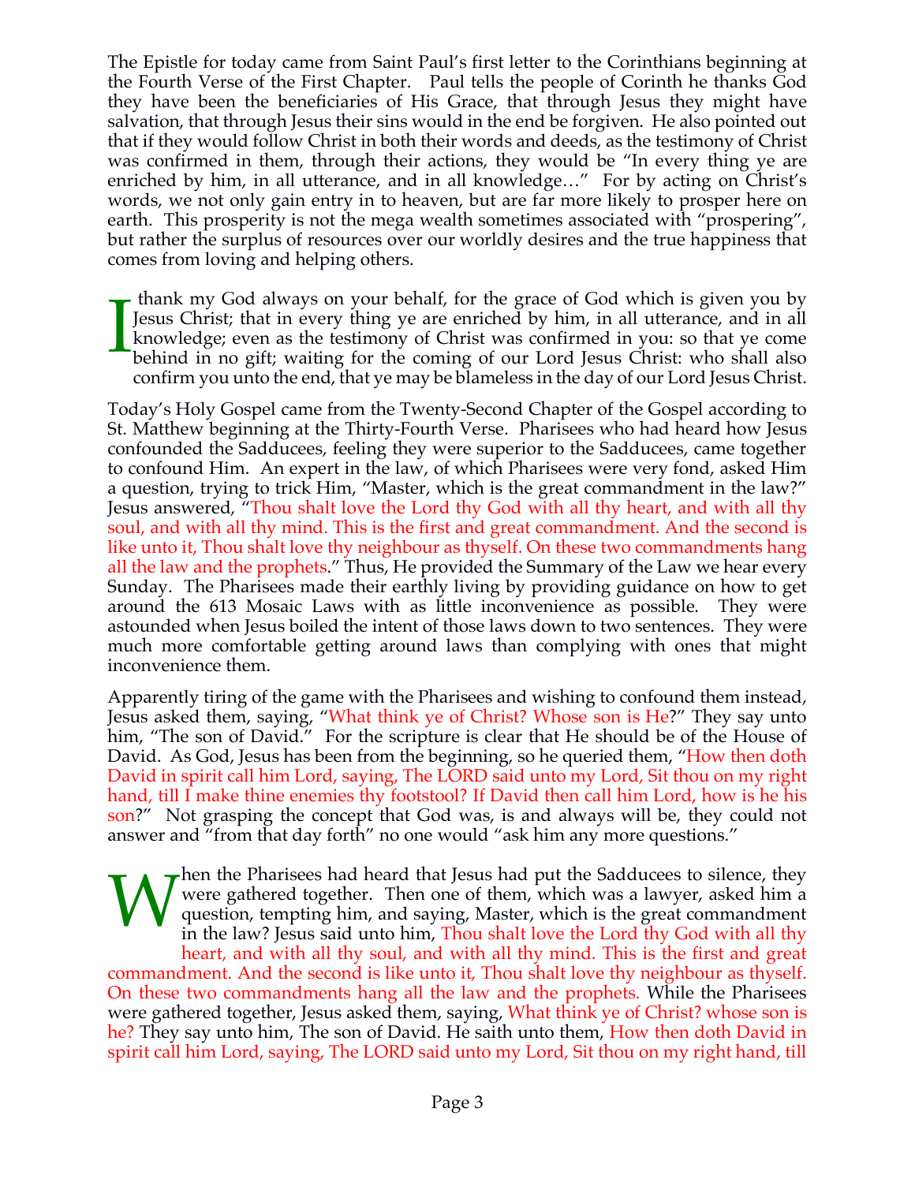The Epistle for today came from Saint Paul's first letter to the Corinthians beginning at the Fourth Verse of the First Chapter. Paul tells the people of Corinth he thanks God they have been the beneficiaries of His Grace, that through Jesus they might have salvation, that through Jesus their sins would in the end be forgiven. He also pointed out that if they would follow Christ in both their words and deeds, as the testimony of Christ was confirmed in them, through their actions, they would be "In every thing ye are enriched by him, in all utterance, and in all knowledge…" For by acting on Christ's words, we not only gain entry in to heaven, but are far more likely to prosper here on earth. This prosperity is not the mega wealth sometimes associated with "prospering", but rather the surplus of resources over our worldly desires and the true happiness that comes from loving and helping others.

I thank my God always on your behalf, for the grace of God which is given you by Jesus Christ; that in every thing ye are enriched by him, in all utterance, and in all knowledge; even as the testimony of Christ was confirmed in you: so that ye come behind in no gift; waiting for the coming of our Lord Jesus Christ: who shall also confirm you unto the end, that ye may be blameless in the day of our Lord Jesus Christ.

Today's Holy Gospel came from the Twenty-Second Chapter of the Gospel according to St. Matthew beginning at the Thirty-Fourth Verse. Pharisees who had heard how Jesus confounded the Sadducees, feeling they were superior to the Sadducees, came together to confound Him. An expert in the law, of which Pharisees were very fond, asked Him a question, trying to trick Him, "Master, which is the great commandment in the law?" Jesus answered, "Thou shalt love the Lord thy God with all thy heart, and with all thy soul, and with all thy mind. This is the first and great commandment. And the second is like unto it, Thou shalt love thy neighbour as thyself. On these two commandments hang all the law and the prophets." Thus, He provided the Summary of the Law we hear every Sunday. The Pharisees made their earthly living by providing guidance on how to get around the 613 Mosaic Laws with as little inconvenience as possible. They were astounded when Jesus boiled the intent of those laws down to two sentences. They were much more comfortable getting around laws than complying with ones that might inconvenience them.

Apparently tiring of the game with the Pharisees and wishing to confound them instead, Jesus asked them, saying, "What think ye of Christ? Whose son is He?" They say unto him, "The son of David." For the scripture is clear that He should be of the House of David. As God, Jesus has been from the beginning, so he queried them, "How then doth David in spirit call him Lord, saying, The LORD said unto my Lord, Sit thou on my right hand, till I make thine enemies thy footstool? If David then call him Lord, how is he his son?" Not grasping the concept that God was, is and always will be, they could not answer and "from that day forth" no one would "ask him any more questions."

When the Pharisees had heard that Jesus had put the Sadducees to silence, they were gathered together. Then one of them, which was a lawyer, asked him a question, tempting him, and saying, Master, which is the great commandment in the law? Jesus said unto him, Thou shalt love the Lord thy God with all thy heart, and with all thy soul, and with all thy mind. This is the first and great commandment. And the second is like unto it, Thou shalt love thy neighbour as thyself. On these two commandments hang all the law and the prophets. While the Pharisees were gathered together, Jesus asked them, saying, What think ye of Christ? whose son is he? They say unto him, The son of David. He saith unto them, How then doth David in spirit call him Lord, saying, The LORD said unto my Lord, Sit thou on my right hand, till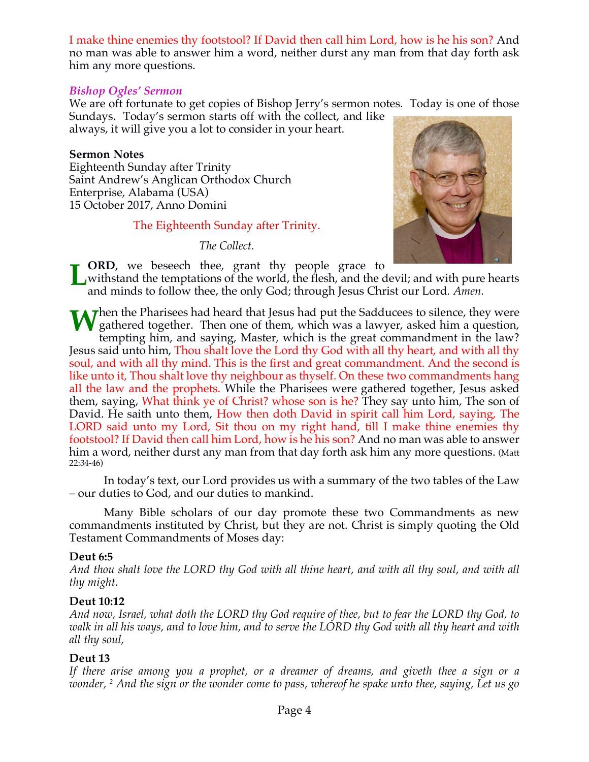I make thine enemies thy footstool? If David then call him Lord, how is he his son? And no man was able to answer him a word, neither durst any man from that day forth ask him any more questions.

### *Bishop Ogles' Sermon*

We are oft fortunate to get copies of Bishop Jerry's sermon notes. Today is one of those Sundays. Today's sermon starts off with the collect, and like always, it will give you a lot to consider in your heart.

**Sermon Notes**
Eighteenth Sunday after Trinity
Saint Andrew's Anglican Orthodox Church
Enterprise, Alabama (USA)
15 October 2017, Anno Domini

The Eighteenth Sunday after Trinity.

*The Collect.*

**LORD**, we beseech thee, grant thy people grace to withstand the temptations of the world, the flesh, and the devil; and with pure hearts and minds to follow thee, the only God; through Jesus Christ our Lord. *Amen*.

When the Pharisees had heard that Jesus had put the Sadducees to silence, they were gathered together. Then one of them, which was a lawyer, asked him a question, tempting him, and saying, Master, which is the great commandment in the law? Jesus said unto him, Thou shalt love the Lord thy God with all thy heart, and with all thy soul, and with all thy mind. This is the first and great commandment. And the second is like unto it, Thou shalt love thy neighbour as thyself. On these two commandments hang all the law and the prophets. While the Pharisees were gathered together, Jesus asked them, saying, What think ye of Christ? whose son is he? They say unto him, The son of David. He saith unto them, How then doth David in spirit call him Lord, saying, The LORD said unto my Lord, Sit thou on my right hand, till I make thine enemies thy footstool? If David then call him Lord, how is he his son? And no man was able to answer him a word, neither durst any man from that day forth ask him any more questions. (Matt 22:34-46)

In today's text, our Lord provides us with a summary of the two tables of the Law – our duties to God, and our duties to mankind.

Many Bible scholars of our day promote these two Commandments as new commandments instituted by Christ, but they are not. Christ is simply quoting the Old Testament Commandments of Moses day:

**Deut 6:5**
*And thou shalt love the LORD thy God with all thine heart, and with all thy soul, and with all thy might.*

**Deut 10:12**
*And now, Israel, what doth the LORD thy God require of thee, but to fear the LORD thy God, to walk in all his ways, and to love him, and to serve the LORD thy God with all thy heart and with all thy soul,*

**Deut 13**
*If there arise among you a prophet, or a dreamer of dreams, and giveth thee a sign or a wonder, [2] And the sign or the wonder come to pass, whereof he spake unto thee, saying, Let us go*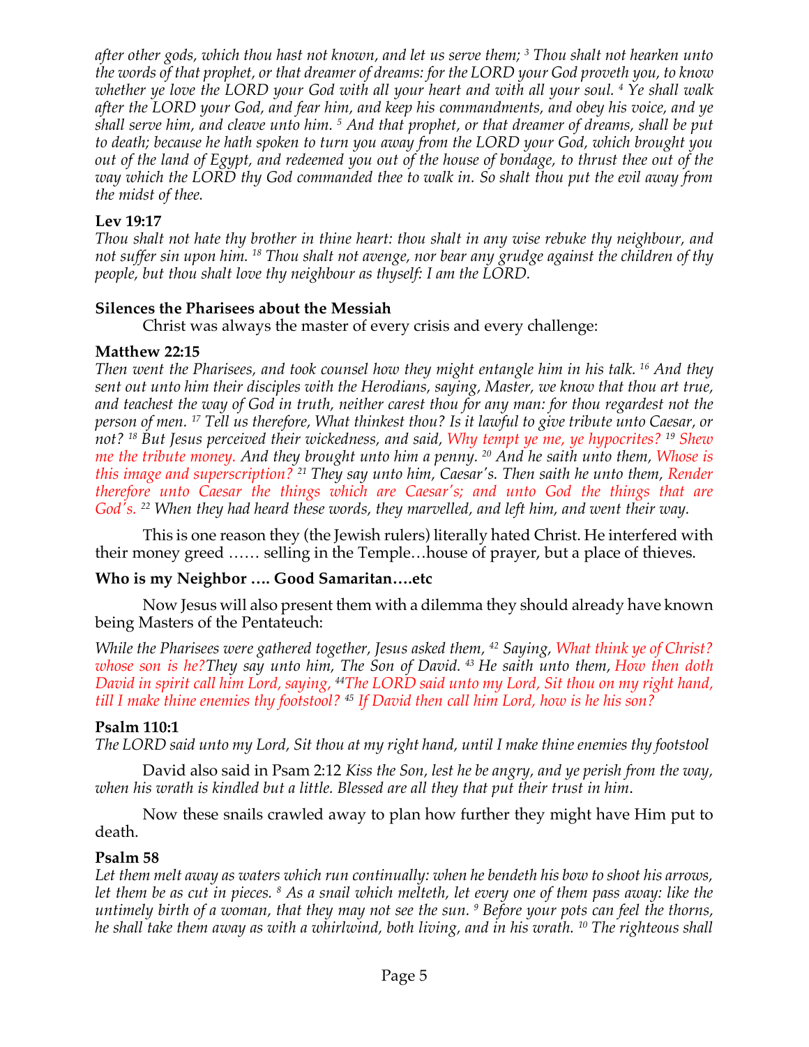*after other gods, which thou hast not known, and let us serve them; [3] Thou shalt not hearken unto the words of that prophet, or that dreamer of dreams: for the LORD your God proveth you, to know whether ye love the LORD your God with all your heart and with all your soul. [4] Ye shall walk after the LORD your God, and fear him, and keep his commandments, and obey his voice, and ye shall serve him, and cleave unto him. [5] And that prophet, or that dreamer of dreams, shall be put to death; because he hath spoken to turn you away from the LORD your God, which brought you out of the land of Egypt, and redeemed you out of the house of bondage, to thrust thee out of the way which the LORD thy God commanded thee to walk in. So shalt thou put the evil away from the midst of thee.*

**Lev 19:17**

*Thou shalt not hate thy brother in thine heart: thou shalt in any wise rebuke thy neighbour, and not suffer sin upon him. [18] Thou shalt not avenge, nor bear any grudge against the children of thy people, but thou shalt love thy neighbour as thyself: I am the LORD.*

**Silences the Pharisees about the Messiah**

Christ was always the master of every crisis and every challenge:

**Matthew 22:15**

*Then went the Pharisees, and took counsel how they might entangle him in his talk. [16] And they sent out unto him their disciples with the Herodians, saying, Master, we know that thou art true, and teachest the way of God in truth, neither carest thou for any man: for thou regardest not the person of men. [17] Tell us therefore, What thinkest thou? Is it lawful to give tribute unto Caesar, or not? [18] But Jesus perceived their wickedness, and said, Why tempt ye me, ye hypocrites? [19] Shew me the tribute money. And they brought unto him a penny. [20] And he saith unto them, Whose is this image and superscription? [21] They say unto him, Caesar's. Then saith he unto them, Render therefore unto Caesar the things which are Caesar's; and unto God the things that are God's. [22] When they had heard these words, they marvelled, and left him, and went their way.*

This is one reason they (the Jewish rulers) literally hated Christ. He interfered with their money greed …… selling in the Temple…house of prayer, but a place of thieves.

**Who is my Neighbor …. Good Samaritan….etc**

Now Jesus will also present them with a dilemma they should already have known being Masters of the Pentateuch:

*While the Pharisees were gathered together, Jesus asked them, [42] Saying, What think ye of Christ? whose son is he?They say unto him, The Son of David. [43] He saith unto them, How then doth David in spirit call him Lord, saying, [44]The LORD said unto my Lord, Sit thou on my right hand, till I make thine enemies thy footstool? [45] If David then call him Lord, how is he his son?*

**Psalm 110:1**

*The LORD said unto my Lord, Sit thou at my right hand, until I make thine enemies thy footstool*

David also said in Psam 2:12 *Kiss the Son, lest he be angry, and ye perish from the way, when his wrath is kindled but a little. Blessed are all they that put their trust in him.*

Now these snails crawled away to plan how further they might have Him put to death.

**Psalm 58**

*Let them melt away as waters which run continually: when he bendeth his bow to shoot his arrows, let them be as cut in pieces. [8] As a snail which melteth, let every one of them pass away: like the untimely birth of a woman, that they may not see the sun. [9] Before your pots can feel the thorns, he shall take them away as with a whirlwind, both living, and in his wrath. [10] The righteous shall*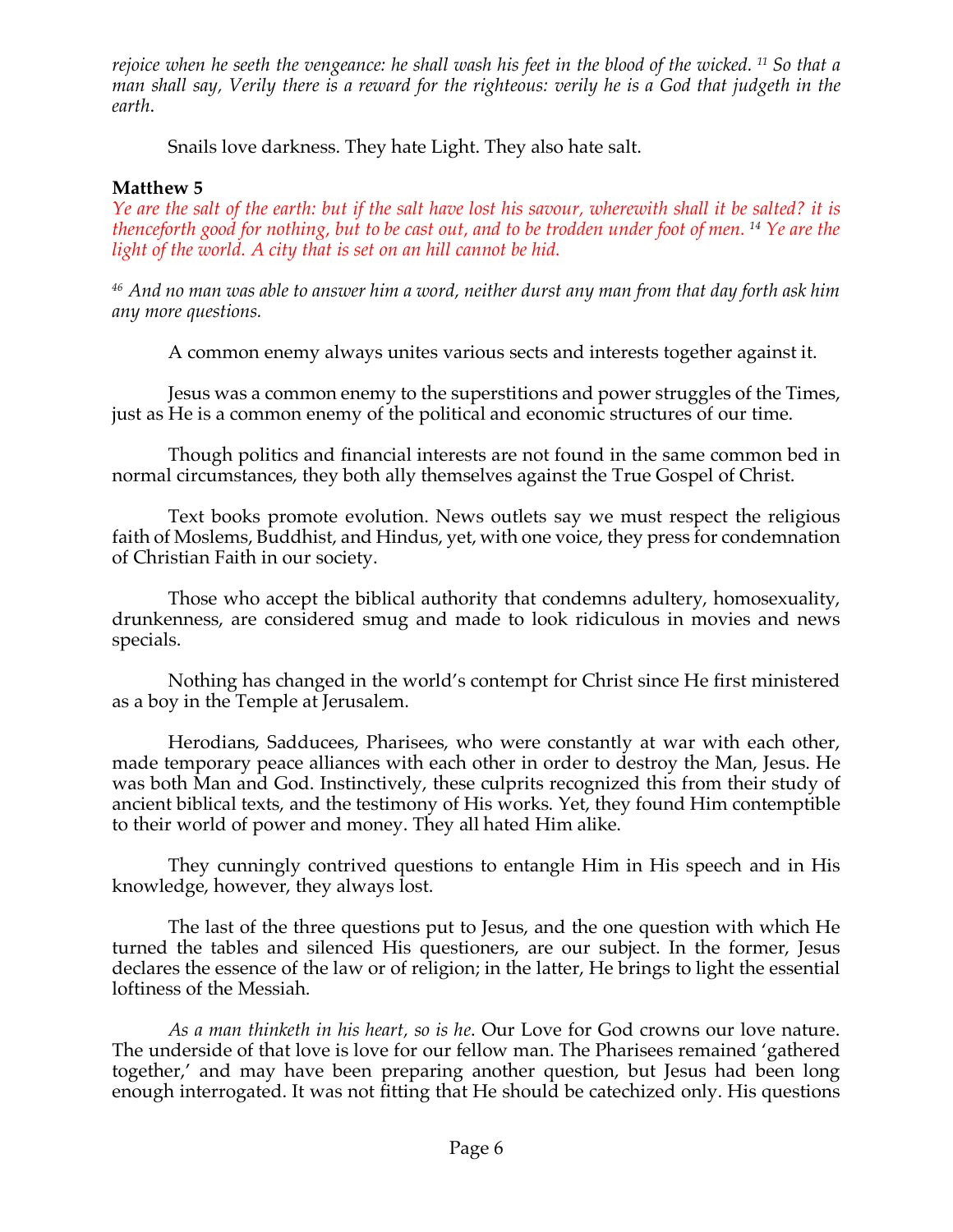*rejoice when he seeth the vengeance: he shall wash his feet in the blood of the wicked. [11] So that a man shall say, Verily there is a reward for the righteous: verily he is a God that judgeth in the earth*.

Snails love darkness. They hate Light. They also hate salt.

**Matthew 5**

*Ye are the salt of the earth: but if the salt have lost his savour, wherewith shall it be salted? it is thenceforth good for nothing, but to be cast out, and to be trodden under foot of men. [14] Ye are the light of the world. A city that is set on an hill cannot be hid.*

*[46] And no man was able to answer him a word, neither durst any man from that day forth ask him any more questions.*

A common enemy always unites various sects and interests together against it.

Jesus was a common enemy to the superstitions and power struggles of the Times, just as He is a common enemy of the political and economic structures of our time.

Though politics and financial interests are not found in the same common bed in normal circumstances, they both ally themselves against the True Gospel of Christ.

Text books promote evolution. News outlets say we must respect the religious faith of Moslems, Buddhist, and Hindus, yet, with one voice, they press for condemnation of Christian Faith in our society.

Those who accept the biblical authority that condemns adultery, homosexuality, drunkenness, are considered smug and made to look ridiculous in movies and news specials.

Nothing has changed in the world's contempt for Christ since He first ministered as a boy in the Temple at Jerusalem.

Herodians, Sadducees, Pharisees, who were constantly at war with each other, made temporary peace alliances with each other in order to destroy the Man, Jesus. He was both Man and God. Instinctively, these culprits recognized this from their study of ancient biblical texts, and the testimony of His works. Yet, they found Him contemptible to their world of power and money. They all hated Him alike.

They cunningly contrived questions to entangle Him in His speech and in His knowledge, however, they always lost.

The last of the three questions put to Jesus, and the one question with which He turned the tables and silenced His questioners, are our subject. In the former, Jesus declares the essence of the law or of religion; in the latter, He brings to light the essential loftiness of the Messiah.

*As a man thinketh in his heart, so is he*. Our Love for God crowns our love nature. The underside of that love is love for our fellow man. The Pharisees remained 'gathered together,' and may have been preparing another question, but Jesus had been long enough interrogated. It was not fitting that He should be catechized only. His questions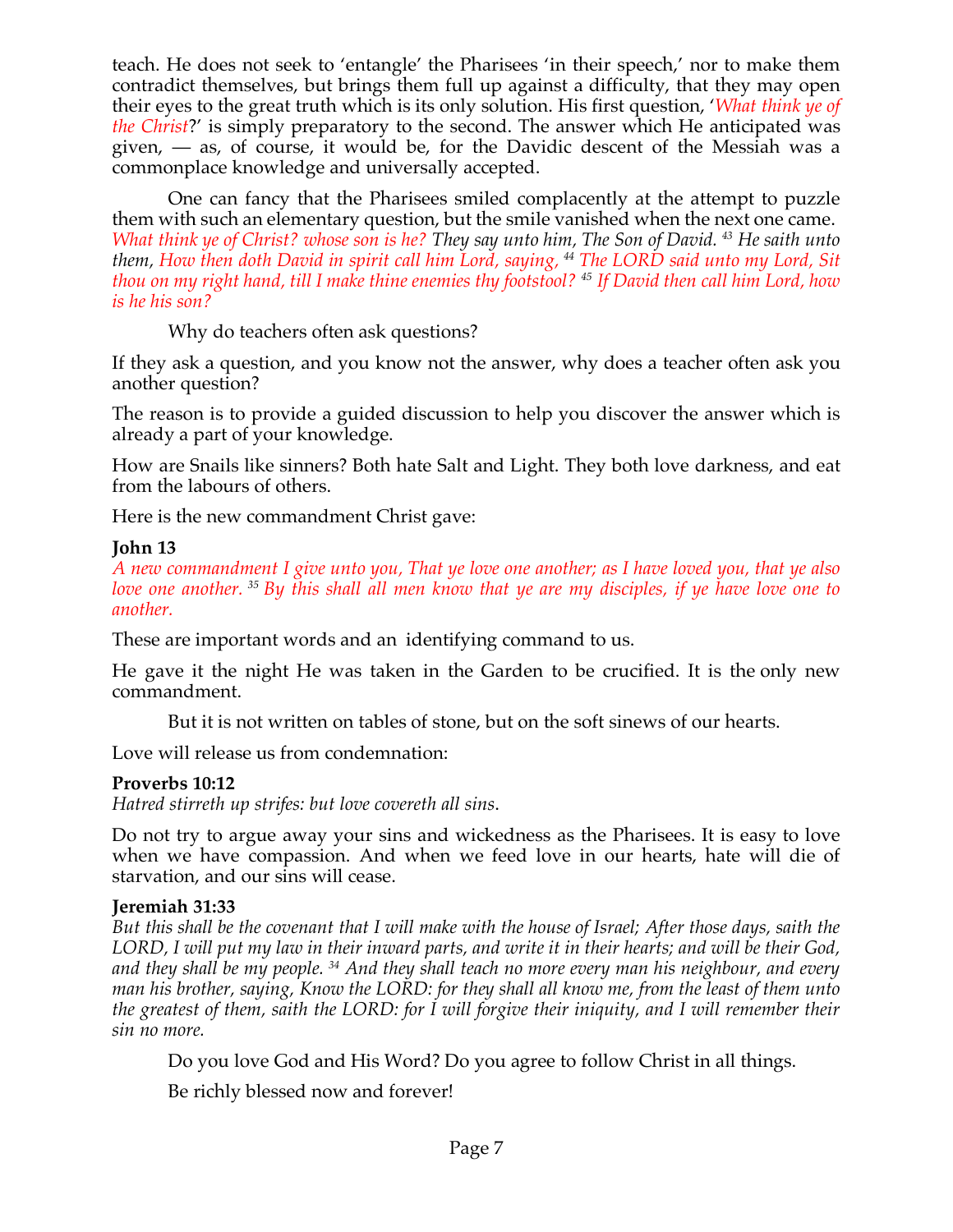teach. He does not seek to 'entangle' the Pharisees 'in their speech,' nor to make them contradict themselves, but brings them full up against a difficulty, that they may open their eyes to the great truth which is its only solution. His first question, '*What think ye of the Christ*?' is simply preparatory to the second. The answer which He anticipated was given, — as, of course, it would be, for the Davidic descent of the Messiah was a commonplace knowledge and universally accepted.

One can fancy that the Pharisees smiled complacently at the attempt to puzzle them with such an elementary question, but the smile vanished when the next one came. *What think ye of Christ? whose son is he? They say unto him, The Son of David. [43] He saith unto them, How then doth David in spirit call him Lord, saying, [44] The LORD said unto my Lord, Sit thou on my right hand, till I make thine enemies thy footstool? [45] If David then call him Lord, how is he his son?*

Why do teachers often ask questions?

If they ask a question, and you know not the answer, why does a teacher often ask you another question?

The reason is to provide a guided discussion to help you discover the answer which is already a part of your knowledge.

How are Snails like sinners? Both hate Salt and Light. They both love darkness, and eat from the labours of others.

Here is the new commandment Christ gave:

**John 13**
*A new commandment I give unto you, That ye love one another; as I have loved you, that ye also love one another. [35] By this shall all men know that ye are my disciples, if ye have love one to another.*

These are important words and an identifying command to us.

He gave it the night He was taken in the Garden to be crucified. It is the only new commandment.

But it is not written on tables of stone, but on the soft sinews of our hearts.

Love will release us from condemnation:

**Proverbs 10:12**
*Hatred stirreth up strifes: but love covereth all sins*.

Do not try to argue away your sins and wickedness as the Pharisees. It is easy to love when we have compassion. And when we feed love in our hearts, hate will die of starvation, and our sins will cease.

**Jeremiah 31:33**
*But this shall be the covenant that I will make with the house of Israel; After those days, saith the LORD, I will put my law in their inward parts, and write it in their hearts; and will be their God, and they shall be my people. [34] And they shall teach no more every man his neighbour, and every man his brother, saying, Know the LORD: for they shall all know me, from the least of them unto the greatest of them, saith the LORD: for I will forgive their iniquity, and I will remember their sin no more.*

Do you love God and His Word? Do you agree to follow Christ in all things.

Be richly blessed now and forever!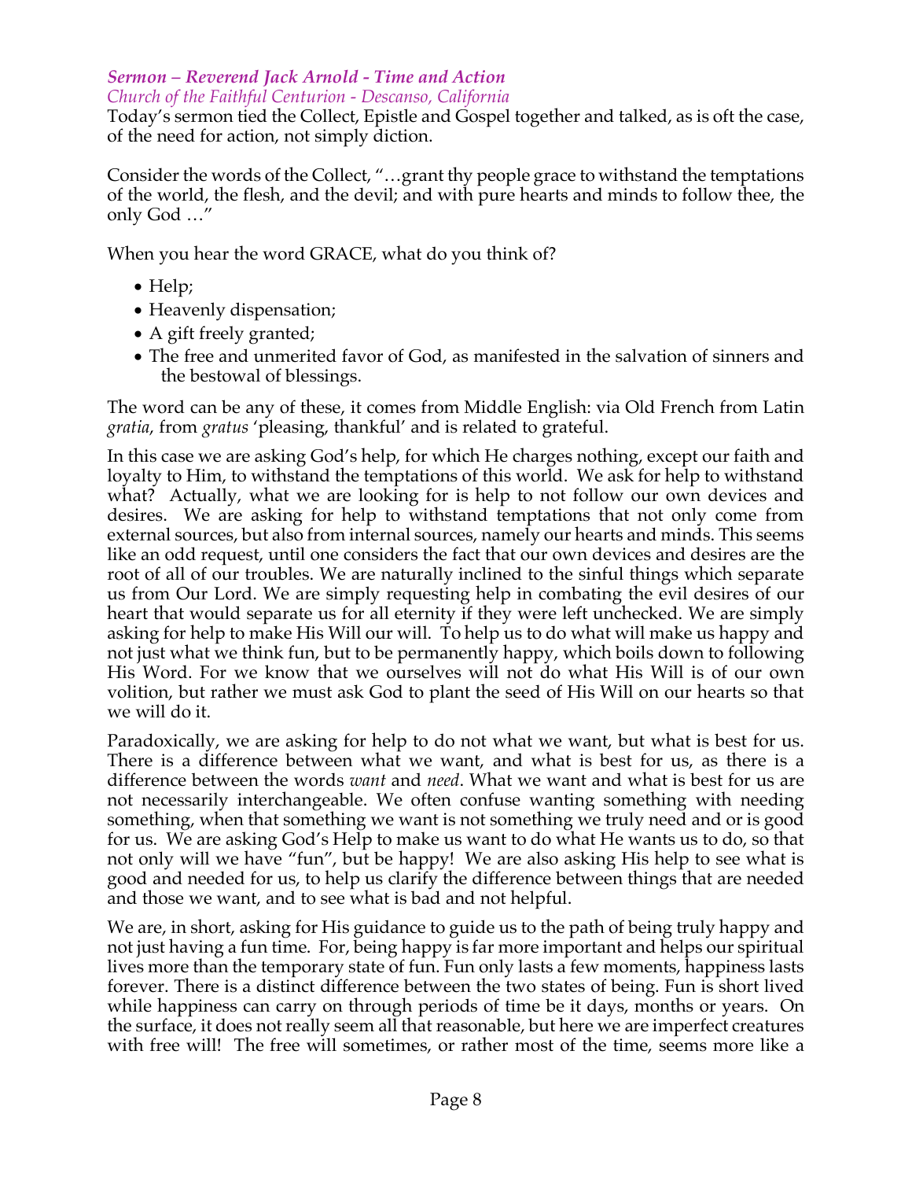### *Sermon – Reverend Jack Arnold - Time and Action*

*Church of the Faithful Centurion - Descanso, California*

Today's sermon tied the Collect, Epistle and Gospel together and talked, as is oft the case, of the need for action, not simply diction.

Consider the words of the Collect, "…grant thy people grace to withstand the temptations of the world, the flesh, and the devil; and with pure hearts and minds to follow thee, the only God …"

When you hear the word GRACE, what do you think of?

- Help;
- Heavenly dispensation;
- A gift freely granted;
- The free and unmerited favor of God, as manifested in the salvation of sinners and the bestowal of blessings.

The word can be any of these, it comes from Middle English: via Old French from Latin *gratia*, from *gratus* 'pleasing, thankful' and is related to grateful.

In this case we are asking God's help, for which He charges nothing, except our faith and loyalty to Him, to withstand the temptations of this world. We ask for help to withstand what? Actually, what we are looking for is help to not follow our own devices and desires. We are asking for help to withstand temptations that not only come from external sources, but also from internal sources, namely our hearts and minds. This seems like an odd request, until one considers the fact that our own devices and desires are the root of all of our troubles. We are naturally inclined to the sinful things which separate us from Our Lord. We are simply requesting help in combating the evil desires of our heart that would separate us for all eternity if they were left unchecked. We are simply asking for help to make His Will our will. To help us to do what will make us happy and not just what we think fun, but to be permanently happy, which boils down to following His Word. For we know that we ourselves will not do what His Will is of our own volition, but rather we must ask God to plant the seed of His Will on our hearts so that we will do it.

Paradoxically, we are asking for help to do not what we want, but what is best for us. There is a difference between what we want, and what is best for us, as there is a difference between the words *want* and *need*. What we want and what is best for us are not necessarily interchangeable. We often confuse wanting something with needing something, when that something we want is not something we truly need and or is good for us. We are asking God's Help to make us want to do what He wants us to do, so that not only will we have "fun", but be happy! We are also asking His help to see what is good and needed for us, to help us clarify the difference between things that are needed and those we want, and to see what is bad and not helpful.

We are, in short, asking for His guidance to guide us to the path of being truly happy and not just having a fun time. For, being happy is far more important and helps our spiritual lives more than the temporary state of fun. Fun only lasts a few moments, happiness lasts forever. There is a distinct difference between the two states of being. Fun is short lived while happiness can carry on through periods of time be it days, months or years. On the surface, it does not really seem all that reasonable, but here we are imperfect creatures with free will! The free will sometimes, or rather most of the time, seems more like a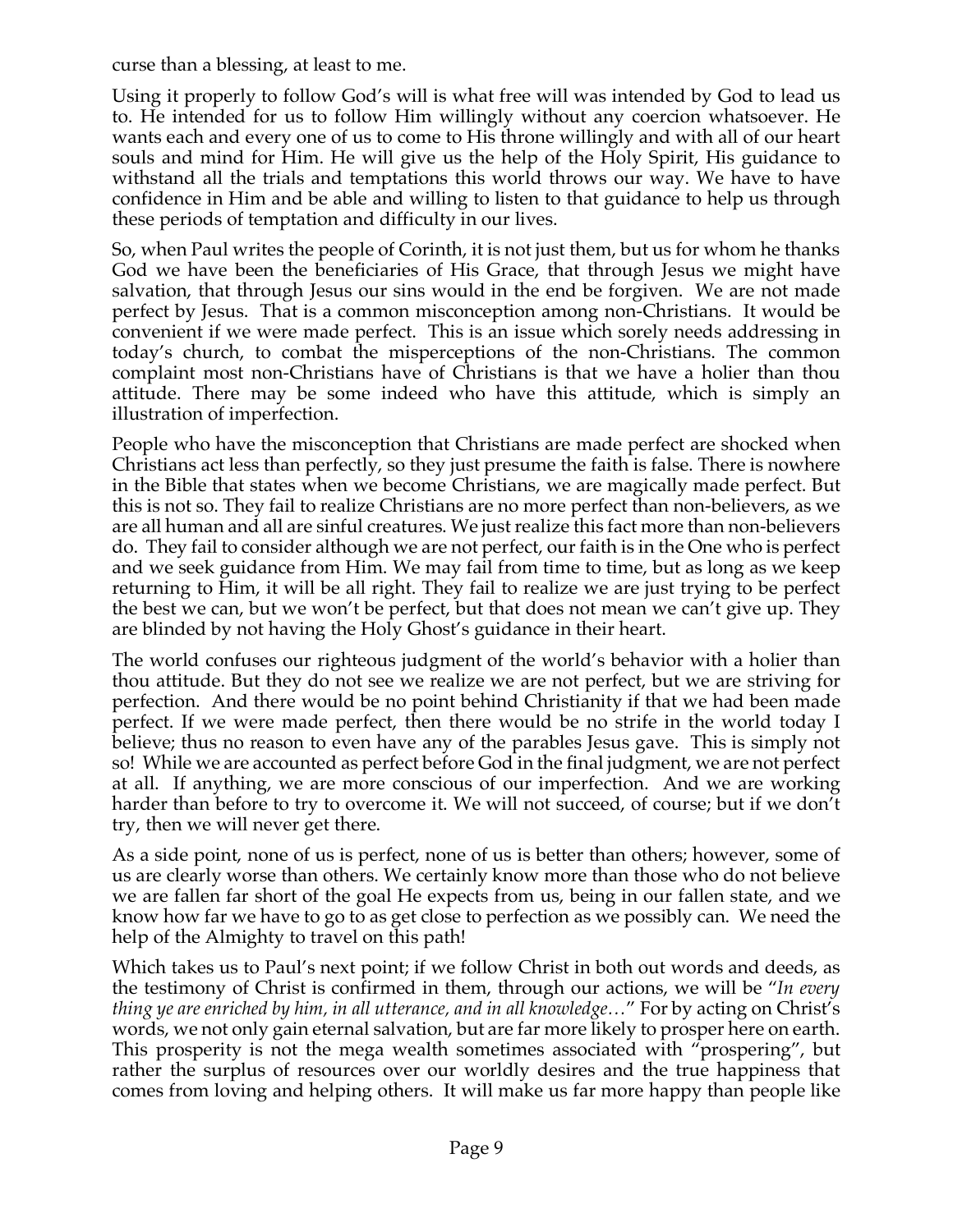curse than a blessing, at least to me.

Using it properly to follow God's will is what free will was intended by God to lead us to. He intended for us to follow Him willingly without any coercion whatsoever. He wants each and every one of us to come to His throne willingly and with all of our heart souls and mind for Him. He will give us the help of the Holy Spirit, His guidance to withstand all the trials and temptations this world throws our way. We have to have confidence in Him and be able and willing to listen to that guidance to help us through these periods of temptation and difficulty in our lives.

So, when Paul writes the people of Corinth, it is not just them, but us for whom he thanks God we have been the beneficiaries of His Grace, that through Jesus we might have salvation, that through Jesus our sins would in the end be forgiven. We are not made perfect by Jesus. That is a common misconception among non-Christians. It would be convenient if we were made perfect. This is an issue which sorely needs addressing in today's church, to combat the misperceptions of the non-Christians. The common complaint most non-Christians have of Christians is that we have a holier than thou attitude. There may be some indeed who have this attitude, which is simply an illustration of imperfection.

People who have the misconception that Christians are made perfect are shocked when Christians act less than perfectly, so they just presume the faith is false. There is nowhere in the Bible that states when we become Christians, we are magically made perfect. But this is not so. They fail to realize Christians are no more perfect than non-believers, as we are all human and all are sinful creatures. We just realize this fact more than non-believers do. They fail to consider although we are not perfect, our faith is in the One who is perfect and we seek guidance from Him. We may fail from time to time, but as long as we keep returning to Him, it will be all right. They fail to realize we are just trying to be perfect the best we can, but we won't be perfect, but that does not mean we can't give up. They are blinded by not having the Holy Ghost's guidance in their heart.

The world confuses our righteous judgment of the world's behavior with a holier than thou attitude. But they do not see we realize we are not perfect, but we are striving for perfection. And there would be no point behind Christianity if that we had been made perfect. If we were made perfect, then there would be no strife in the world today I believe; thus no reason to even have any of the parables Jesus gave. This is simply not so! While we are accounted as perfect before God in the final judgment, we are not perfect at all. If anything, we are more conscious of our imperfection. And we are working harder than before to try to overcome it. We will not succeed, of course; but if we don't try, then we will never get there.

As a side point, none of us is perfect, none of us is better than others; however, some of us are clearly worse than others. We certainly know more than those who do not believe we are fallen far short of the goal He expects from us, being in our fallen state, and we know how far we have to go to as get close to perfection as we possibly can. We need the help of the Almighty to travel on this path!

Which takes us to Paul's next point; if we follow Christ in both out words and deeds, as the testimony of Christ is confirmed in them, through our actions, we will be "*In every thing ye are enriched by him, in all utterance, and in all knowledge…*" For by acting on Christ's words, we not only gain eternal salvation, but are far more likely to prosper here on earth. This prosperity is not the mega wealth sometimes associated with "prospering", but rather the surplus of resources over our worldly desires and the true happiness that comes from loving and helping others. It will make us far more happy than people like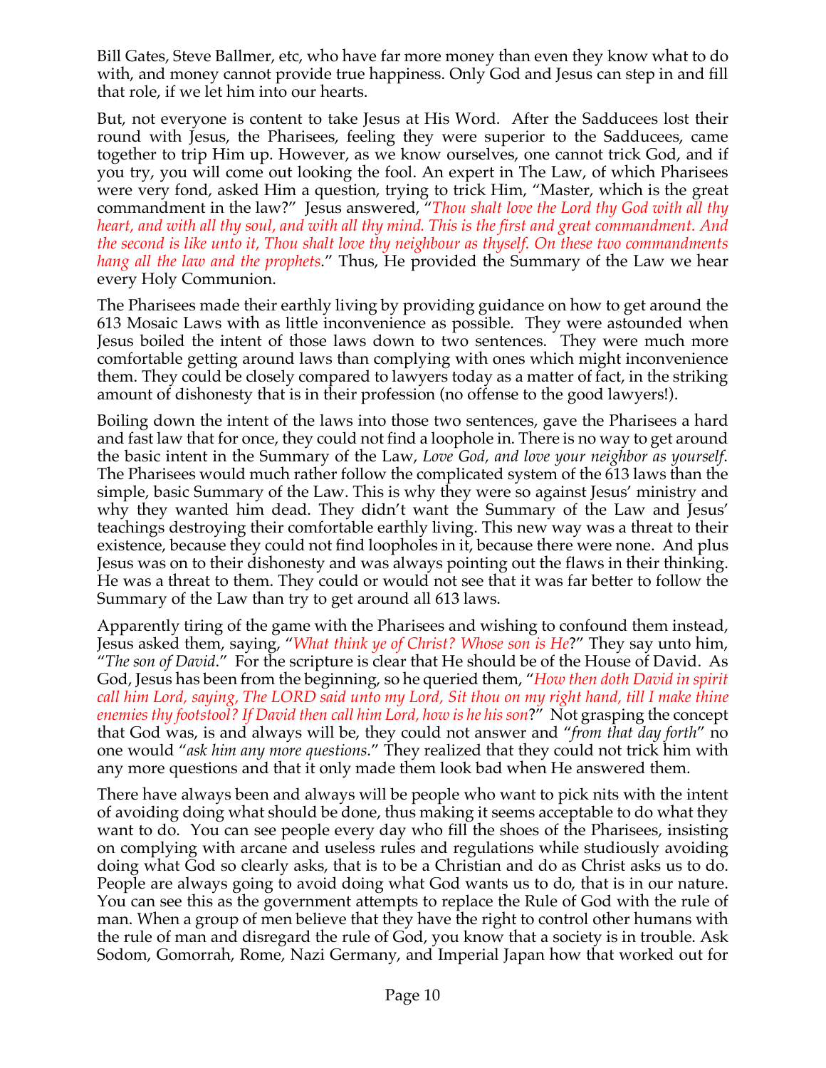Bill Gates, Steve Ballmer, etc, who have far more money than even they know what to do with, and money cannot provide true happiness. Only God and Jesus can step in and fill that role, if we let him into our hearts.

But, not everyone is content to take Jesus at His Word. After the Sadducees lost their round with Jesus, the Pharisees, feeling they were superior to the Sadducees, came together to trip Him up. However, as we know ourselves, one cannot trick God, and if you try, you will come out looking the fool. An expert in The Law, of which Pharisees were very fond, asked Him a question, trying to trick Him, "Master, which is the great commandment in the law?" Jesus answered, "*Thou shalt love the Lord thy God with all thy heart, and with all thy soul, and with all thy mind. This is the first and great commandment. And the second is like unto it, Thou shalt love thy neighbour as thyself. On these two commandments hang all the law and the prophets*." Thus, He provided the Summary of the Law we hear every Holy Communion.

The Pharisees made their earthly living by providing guidance on how to get around the 613 Mosaic Laws with as little inconvenience as possible. They were astounded when Jesus boiled the intent of those laws down to two sentences. They were much more comfortable getting around laws than complying with ones which might inconvenience them. They could be closely compared to lawyers today as a matter of fact, in the striking amount of dishonesty that is in their profession (no offense to the good lawyers!).

Boiling down the intent of the laws into those two sentences, gave the Pharisees a hard and fast law that for once, they could not find a loophole in. There is no way to get around the basic intent in the Summary of the Law, *Love God, and love your neighbor as yourself*. The Pharisees would much rather follow the complicated system of the 613 laws than the simple, basic Summary of the Law. This is why they were so against Jesus' ministry and why they wanted him dead. They didn't want the Summary of the Law and Jesus' teachings destroying their comfortable earthly living. This new way was a threat to their existence, because they could not find loopholes in it, because there were none. And plus Jesus was on to their dishonesty and was always pointing out the flaws in their thinking. He was a threat to them. They could or would not see that it was far better to follow the Summary of the Law than try to get around all 613 laws.

Apparently tiring of the game with the Pharisees and wishing to confound them instead, Jesus asked them, saying, "*What think ye of Christ? Whose son is He*?" They say unto him, "*The son of David*." For the scripture is clear that He should be of the House of David. As God, Jesus has been from the beginning, so he queried them, "*How then doth David in spirit call him Lord, saying, The LORD said unto my Lord, Sit thou on my right hand, till I make thine enemies thy footstool? If David then call him Lord, how is he his son*?" Not grasping the concept that God was, is and always will be, they could not answer and "*from that day forth*" no one would "*ask him any more questions*." They realized that they could not trick him with any more questions and that it only made them look bad when He answered them.

There have always been and always will be people who want to pick nits with the intent of avoiding doing what should be done, thus making it seems acceptable to do what they want to do. You can see people every day who fill the shoes of the Pharisees, insisting on complying with arcane and useless rules and regulations while studiously avoiding doing what God so clearly asks, that is to be a Christian and do as Christ asks us to do. People are always going to avoid doing what God wants us to do, that is in our nature. You can see this as the government attempts to replace the Rule of God with the rule of man. When a group of men believe that they have the right to control other humans with the rule of man and disregard the rule of God, you know that a society is in trouble. Ask Sodom, Gomorrah, Rome, Nazi Germany, and Imperial Japan how that worked out for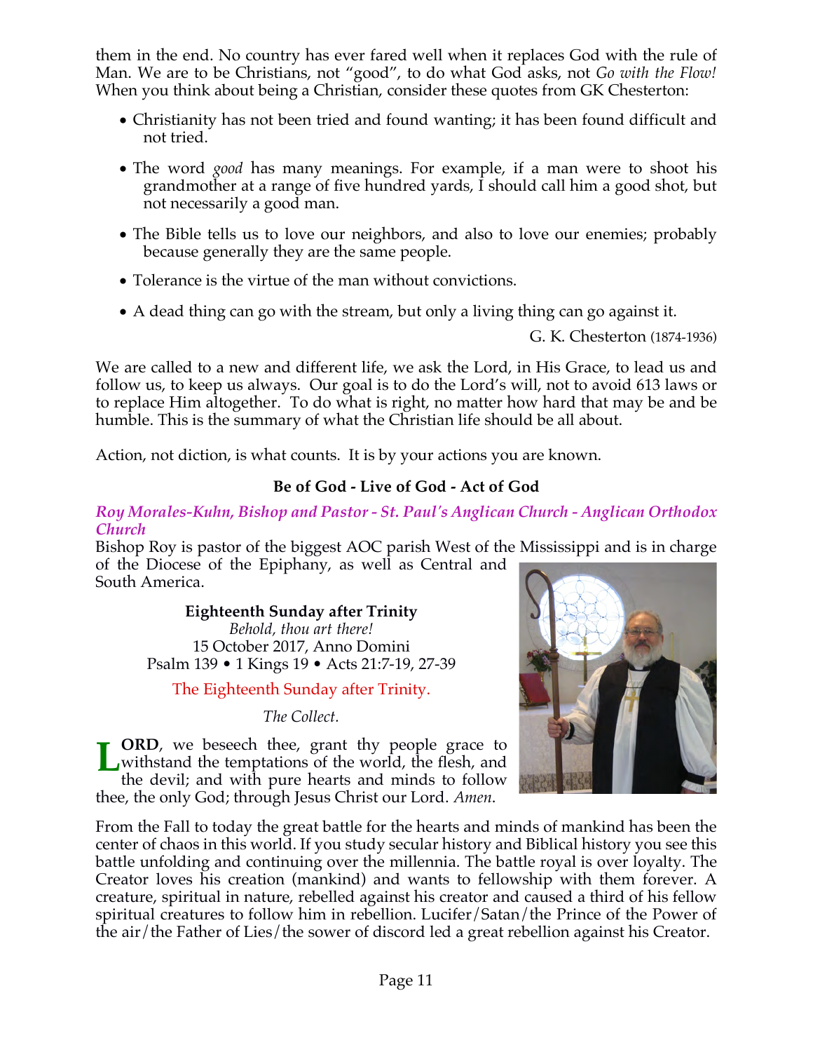them in the end. No country has ever fared well when it replaces God with the rule of Man. We are to be Christians, not "good", to do what God asks, not *Go with the Flow!* When you think about being a Christian, consider these quotes from GK Chesterton:

- Christianity has not been tried and found wanting; it has been found difficult and not tried.
- The word *good* has many meanings. For example, if a man were to shoot his grandmother at a range of five hundred yards, I should call him a good shot, but not necessarily a good man.
- The Bible tells us to love our neighbors, and also to love our enemies; probably because generally they are the same people.
- Tolerance is the virtue of the man without convictions.
- A dead thing can go with the stream, but only a living thing can go against it.

G. K. Chesterton (1874-1936)

We are called to a new and different life, we ask the Lord, in His Grace, to lead us and follow us, to keep us always. Our goal is to do the Lord's will, not to avoid 613 laws or to replace Him altogether. To do what is right, no matter how hard that may be and be humble. This is the summary of what the Christian life should be all about.

Action, not diction, is what counts. It is by your actions you are known.

**Be of God - Live of God - Act of God**

***Roy Morales-Kuhn, Bishop and Pastor - St. Paul's Anglican Church - Anglican Orthodox Church***

Bishop Roy is pastor of the biggest AOC parish West of the Mississippi and is in charge of the Diocese of the Epiphany, as well as Central and South America.

**Eighteenth Sunday after Trinity**

*Behold, thou art there!*

15 October 2017, Anno Domini

Psalm 139 • 1 Kings 19 • Acts 21:7-19, 27-39

The Eighteenth Sunday after Trinity.

*The Collect.*

**LORD**, we beseech thee, grant thy people grace to withstand the temptations of the world, the flesh, and the devil; and with pure hearts and minds to follow thee, the only God; through Jesus Christ our Lord. *Amen*.

From the Fall to today the great battle for the hearts and minds of mankind has been the center of chaos in this world. If you study secular history and Biblical history you see this battle unfolding and continuing over the millennia. The battle royal is over loyalty. The Creator loves his creation (mankind) and wants to fellowship with them forever. A creature, spiritual in nature, rebelled against his creator and caused a third of his fellow spiritual creatures to follow him in rebellion. Lucifer/Satan/the Prince of the Power of the air/the Father of Lies/the sower of discord led a great rebellion against his Creator.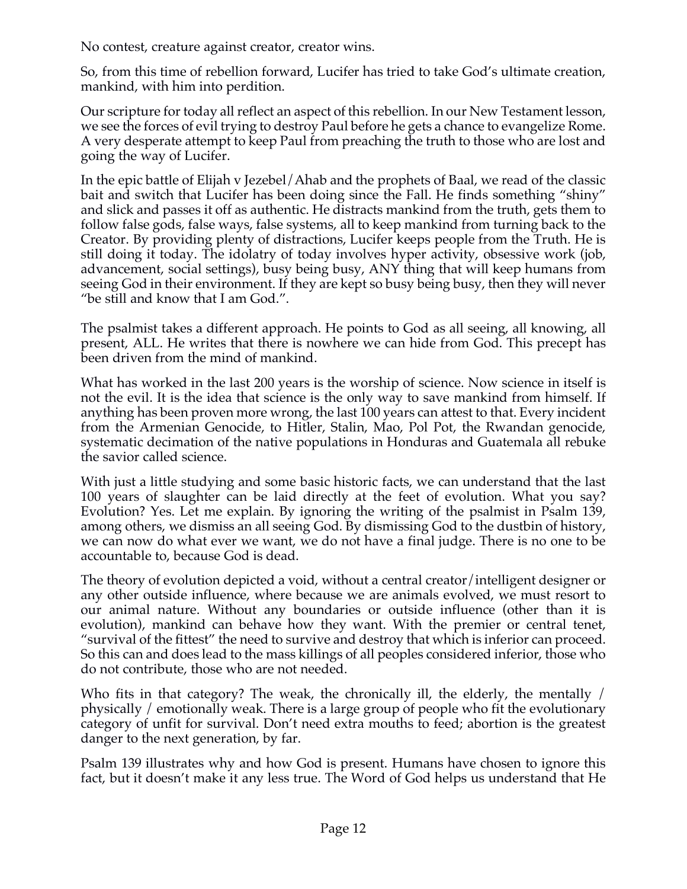No contest, creature against creator, creator wins.

So, from this time of rebellion forward, Lucifer has tried to take God's ultimate creation, mankind, with him into perdition.

Our scripture for today all reflect an aspect of this rebellion. In our New Testament lesson, we see the forces of evil trying to destroy Paul before he gets a chance to evangelize Rome. A very desperate attempt to keep Paul from preaching the truth to those who are lost and going the way of Lucifer.

In the epic battle of Elijah v Jezebel/Ahab and the prophets of Baal, we read of the classic bait and switch that Lucifer has been doing since the Fall. He finds something "shiny" and slick and passes it off as authentic. He distracts mankind from the truth, gets them to follow false gods, false ways, false systems, all to keep mankind from turning back to the Creator. By providing plenty of distractions, Lucifer keeps people from the Truth. He is still doing it today. The idolatry of today involves hyper activity, obsessive work (job, advancement, social settings), busy being busy, ANY thing that will keep humans from seeing God in their environment. If they are kept so busy being busy, then they will never "be still and know that I am God.".

The psalmist takes a different approach. He points to God as all seeing, all knowing, all present, ALL. He writes that there is nowhere we can hide from God. This precept has been driven from the mind of mankind.

What has worked in the last 200 years is the worship of science. Now science in itself is not the evil. It is the idea that science is the only way to save mankind from himself. If anything has been proven more wrong, the last 100 years can attest to that. Every incident from the Armenian Genocide, to Hitler, Stalin, Mao, Pol Pot, the Rwandan genocide, systematic decimation of the native populations in Honduras and Guatemala all rebuke the savior called science.

With just a little studying and some basic historic facts, we can understand that the last 100 years of slaughter can be laid directly at the feet of evolution. What you say? Evolution? Yes. Let me explain. By ignoring the writing of the psalmist in Psalm 139, among others, we dismiss an all seeing God. By dismissing God to the dustbin of history, we can now do what ever we want, we do not have a final judge. There is no one to be accountable to, because God is dead.

The theory of evolution depicted a void, without a central creator/intelligent designer or any other outside influence, where because we are animals evolved, we must resort to our animal nature. Without any boundaries or outside influence (other than it is evolution), mankind can behave how they want. With the premier or central tenet, "survival of the fittest" the need to survive and destroy that which is inferior can proceed. So this can and does lead to the mass killings of all peoples considered inferior, those who do not contribute, those who are not needed.

Who fits in that category? The weak, the chronically ill, the elderly, the mentally / physically / emotionally weak. There is a large group of people who fit the evolutionary category of unfit for survival. Don't need extra mouths to feed; abortion is the greatest danger to the next generation, by far.

Psalm 139 illustrates why and how God is present. Humans have chosen to ignore this fact, but it doesn't make it any less true. The Word of God helps us understand that He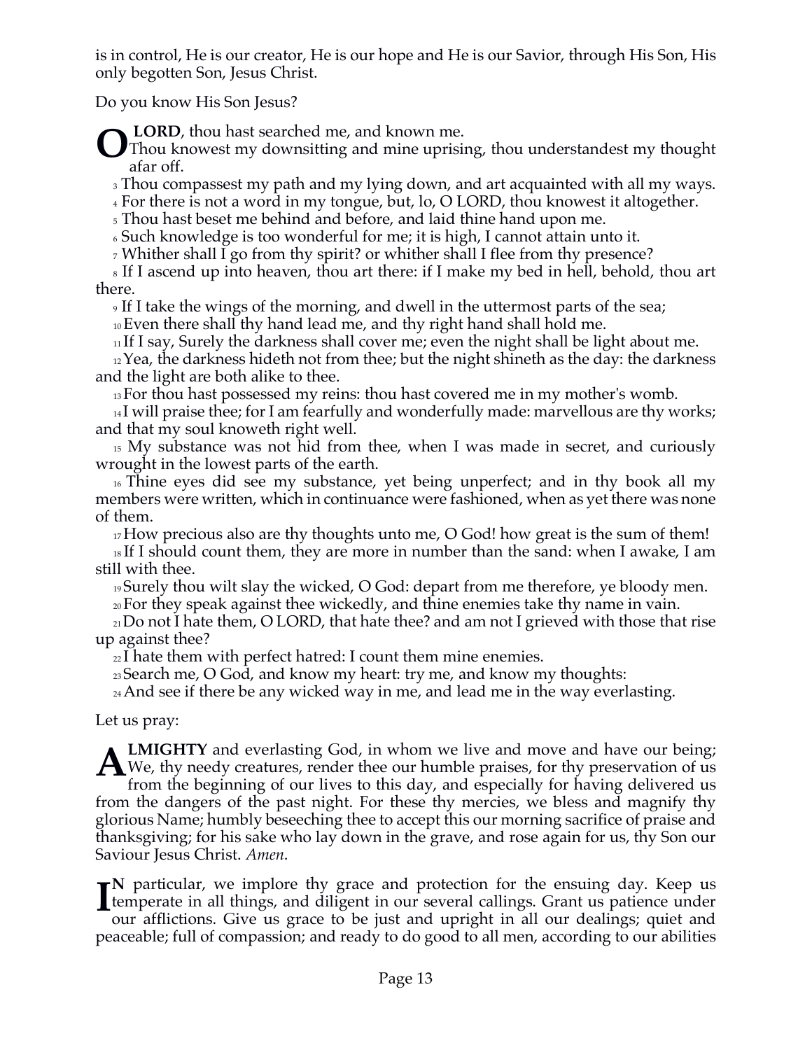is in control, He is our creator, He is our hope and He is our Savior, through His Son, His only begotten Son, Jesus Christ.

Do you know His Son Jesus?

**O LORD**, thou hast searched me, and known me.
Thou knowest my downsitting and mine uprising, thou understandest my thought afar off.

3 Thou compassest my path and my lying down, and art acquainted with all my ways.

4 For there is not a word in my tongue, but, lo, O LORD, thou knowest it altogether.

5 Thou hast beset me behind and before, and laid thine hand upon me.

6 Such knowledge is too wonderful for me; it is high, I cannot attain unto it.

7 Whither shall I go from thy spirit? or whither shall I flee from thy presence?

8 If I ascend up into heaven, thou art there: if I make my bed in hell, behold, thou art there.

9 If I take the wings of the morning, and dwell in the uttermost parts of the sea;

10 Even there shall thy hand lead me, and thy right hand shall hold me.

11 If I say, Surely the darkness shall cover me; even the night shall be light about me.

12 Yea, the darkness hideth not from thee; but the night shineth as the day: the darkness and the light are both alike to thee.

13 For thou hast possessed my reins: thou hast covered me in my mother's womb.

14 I will praise thee; for I am fearfully and wonderfully made: marvellous are thy works; and that my soul knoweth right well.

15 My substance was not hid from thee, when I was made in secret, and curiously wrought in the lowest parts of the earth.

16 Thine eyes did see my substance, yet being unperfect; and in thy book all my members were written, which in continuance were fashioned, when as yet there was none of them.

17 How precious also are thy thoughts unto me, O God! how great is the sum of them!

18 If I should count them, they are more in number than the sand: when I awake, I am still with thee.

19 Surely thou wilt slay the wicked, O God: depart from me therefore, ye bloody men.

20 For they speak against thee wickedly, and thine enemies take thy name in vain.

21 Do not I hate them, O LORD, that hate thee? and am not I grieved with those that rise up against thee?

22 I hate them with perfect hatred: I count them mine enemies.

23 Search me, O God, and know my heart: try me, and know my thoughts:

24 And see if there be any wicked way in me, and lead me in the way everlasting.

Let us pray:

**ALMIGHTY** and everlasting God, in whom we live and move and have our being; We, thy needy creatures, render thee our humble praises, for thy preservation of us from the beginning of our lives to this day, and especially for having delivered us from the dangers of the past night. For these thy mercies, we bless and magnify thy glorious Name; humbly beseeching thee to accept this our morning sacrifice of praise and thanksgiving; for his sake who lay down in the grave, and rose again for us, thy Son our Saviour Jesus Christ. *Amen*.

**IN** particular, we implore thy grace and protection for the ensuing day. Keep us temperate in all things, and diligent in our several callings. Grant us patience under our afflictions. Give us grace to be just and upright in all our dealings; quiet and peaceable; full of compassion; and ready to do good to all men, according to our abilities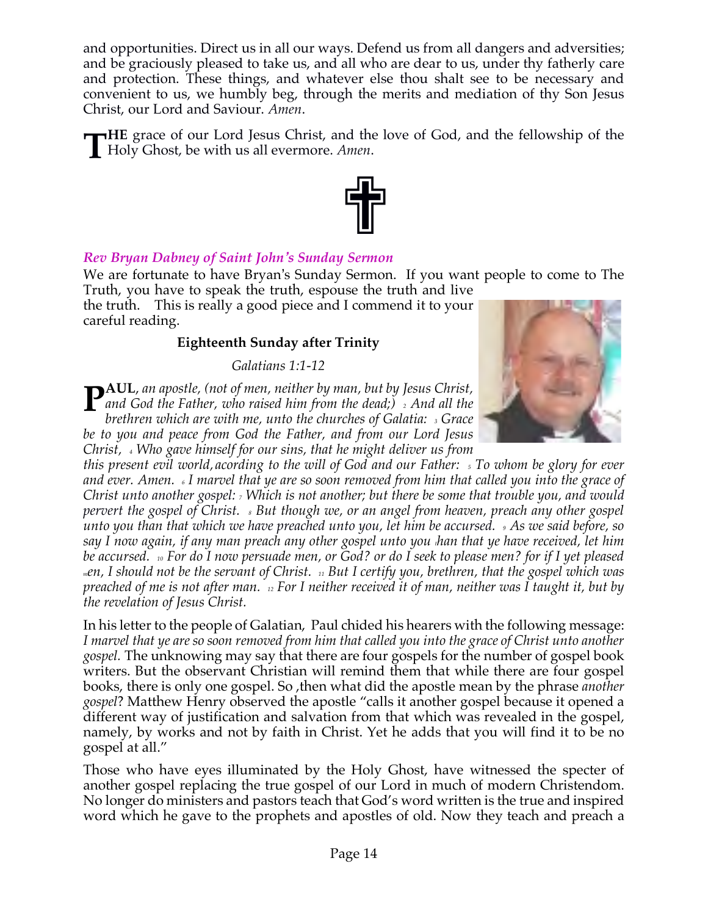and opportunities. Direct us in all our ways. Defend us from all dangers and adversities; and be graciously pleased to take us, and all who are dear to us, under thy fatherly care and protection. These things, and whatever else thou shalt see to be necessary and convenient to us, we humbly beg, through the merits and mediation of thy Son Jesus Christ, our Lord and Saviour. *Amen*.

**THE** grace of our Lord Jesus Christ, and the love of God, and the fellowship of the Holy Ghost, be with us all evermore. *Amen*.

## *Rev Bryan Dabney of Saint John's Sunday Sermon*

We are fortunate to have Bryan's Sunday Sermon. If you want people to come to The Truth, you have to speak the truth, espouse the truth and live the truth. This is really a good piece and I commend it to your careful reading.

### Eighteenth Sunday after Trinity

*Galatians 1:1-12*

**PAUL**, *an apostle, (not of men, neither by man, but by Jesus Christ, and God the Father, who raised him from the dead;)* [2] *And all the brethren which are with me, unto the churches of Galatia:* [3] *Grace be to you and peace from God the Father, and from our Lord Jesus Christ,* [4] *Who gave himself for our sins, that he might deliver us from this present evil world, acording to the will of God and our Father:* [5] *To whom be glory for ever and ever. Amen.* [6] *I marvel that ye are so soon removed from him that called you into the grace of Christ unto another gospel:* [7] *Which is not another; but there be some that trouble you, and would pervert the gospel of Christ.* [8] *But though we, or an angel from heaven, preach any other gospel unto you than that which we have preached unto you, let him be accursed.* [9] *As we said before, so say I now again, if any man preach any other gospel unto you than that ye have received, let him be accursed.* [10] *For do I now persuade men, or God? or do I seek to please men? for if I yet pleased men, I should not be the servant of Christ.* [11] *But I certify you, brethren, that the gospel which was preached of me is not after man.* [12] *For I neither received it of man, neither was I taught it, but by the revelation of Jesus Christ.*

In his letter to the people of Galatian, Paul chided his hearers with the following message: *I marvel that ye are so soon removed from him that called you into the grace of Christ unto another gospel.* The unknowing may say that there are four gospels for the number of gospel book writers. But the observant Christian will remind them that while there are four gospel books, there is only one gospel. So ,then what did the apostle mean by the phrase *another gospel*? Matthew Henry observed the apostle "calls it another gospel because it opened a different way of justification and salvation from that which was revealed in the gospel, namely, by works and not by faith in Christ. Yet he adds that you will find it to be no gospel at all."

Those who have eyes illuminated by the Holy Ghost, have witnessed the specter of another gospel replacing the true gospel of our Lord in much of modern Christendom. No longer do ministers and pastors teach that God's word written is the true and inspired word which he gave to the prophets and apostles of old. Now they teach and preach a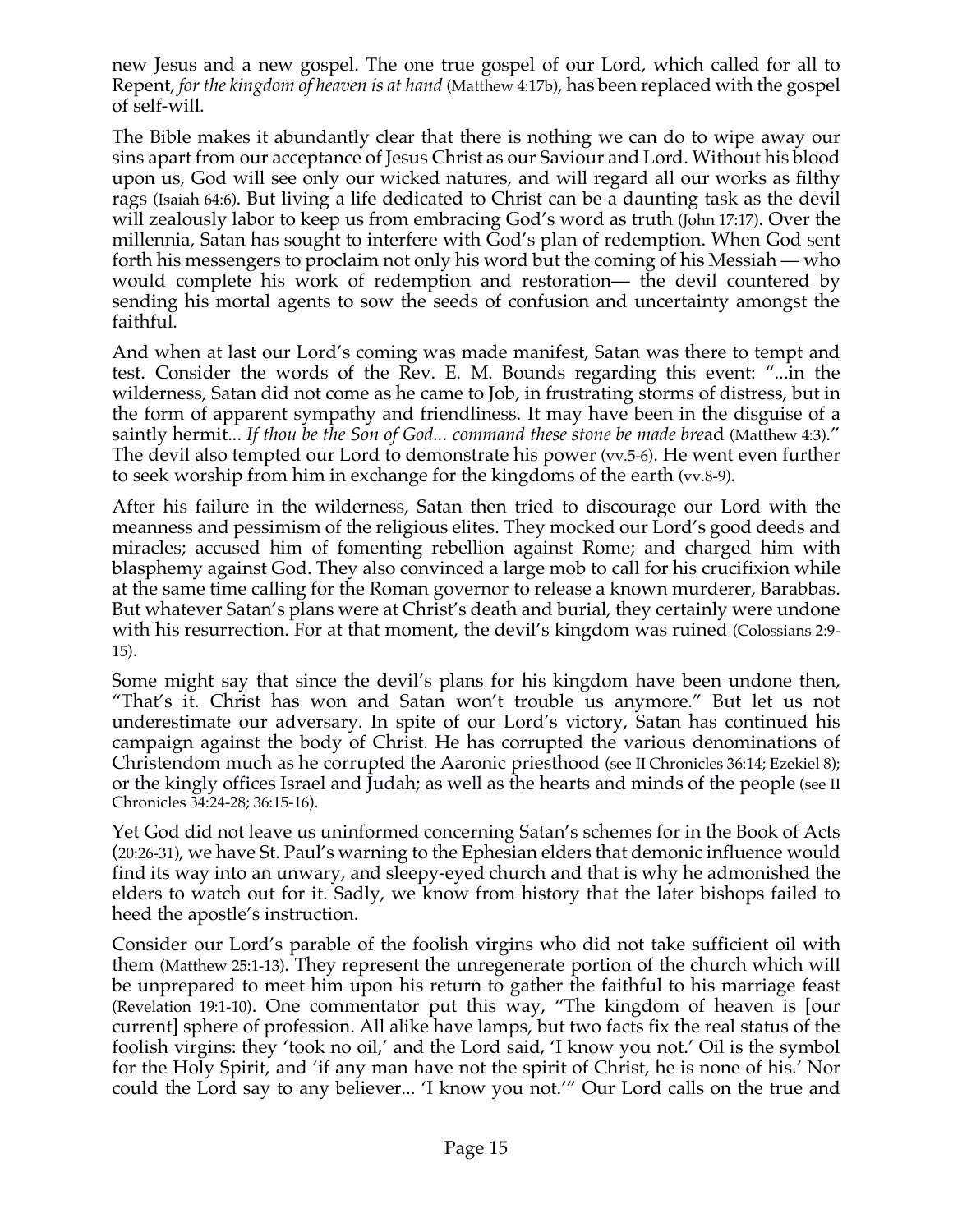new Jesus and a new gospel. The one true gospel of our Lord, which called for all to Repent, *for the kingdom of heaven is at hand* (Matthew 4:17b), has been replaced with the gospel of self-will.

The Bible makes it abundantly clear that there is nothing we can do to wipe away our sins apart from our acceptance of Jesus Christ as our Saviour and Lord. Without his blood upon us, God will see only our wicked natures, and will regard all our works as filthy rags (Isaiah 64:6). But living a life dedicated to Christ can be a daunting task as the devil will zealously labor to keep us from embracing God's word as truth (John 17:17). Over the millennia, Satan has sought to interfere with God's plan of redemption. When God sent forth his messengers to proclaim not only his word but the coming of his Messiah — who would complete his work of redemption and restoration— the devil countered by sending his mortal agents to sow the seeds of confusion and uncertainty amongst the faithful.

And when at last our Lord's coming was made manifest, Satan was there to tempt and test. Consider the words of the Rev. E. M. Bounds regarding this event: "...in the wilderness, Satan did not come as he came to Job, in frustrating storms of distress, but in the form of apparent sympathy and friendliness. It may have been in the disguise of a saintly hermit... *If thou be the Son of God... command these stone be made bre*ad (Matthew 4:3)." The devil also tempted our Lord to demonstrate his power (vv.5-6). He went even further to seek worship from him in exchange for the kingdoms of the earth (vv.8-9).

After his failure in the wilderness, Satan then tried to discourage our Lord with the meanness and pessimism of the religious elites. They mocked our Lord's good deeds and miracles; accused him of fomenting rebellion against Rome; and charged him with blasphemy against God. They also convinced a large mob to call for his crucifixion while at the same time calling for the Roman governor to release a known murderer, Barabbas. But whatever Satan's plans were at Christ's death and burial, they certainly were undone with his resurrection. For at that moment, the devil's kingdom was ruined (Colossians 2:9-15).

Some might say that since the devil's plans for his kingdom have been undone then, "That's it. Christ has won and Satan won't trouble us anymore." But let us not underestimate our adversary. In spite of our Lord's victory, Satan has continued his campaign against the body of Christ. He has corrupted the various denominations of Christendom much as he corrupted the Aaronic priesthood (see II Chronicles 36:14; Ezekiel 8); or the kingly offices Israel and Judah; as well as the hearts and minds of the people (see II Chronicles 34:24-28; 36:15-16).

Yet God did not leave us uninformed concerning Satan's schemes for in the Book of Acts (20:26-31), we have St. Paul's warning to the Ephesian elders that demonic influence would find its way into an unwary, and sleepy-eyed church and that is why he admonished the elders to watch out for it. Sadly, we know from history that the later bishops failed to heed the apostle's instruction.

Consider our Lord's parable of the foolish virgins who did not take sufficient oil with them (Matthew 25:1-13). They represent the unregenerate portion of the church which will be unprepared to meet him upon his return to gather the faithful to his marriage feast (Revelation 19:1-10). One commentator put this way, "The kingdom of heaven is [our current] sphere of profession. All alike have lamps, but two facts fix the real status of the foolish virgins: they 'took no oil,' and the Lord said, 'I know you not.' Oil is the symbol for the Holy Spirit, and 'if any man have not the spirit of Christ, he is none of his.' Nor could the Lord say to any believer... 'I know you not.'" Our Lord calls on the true and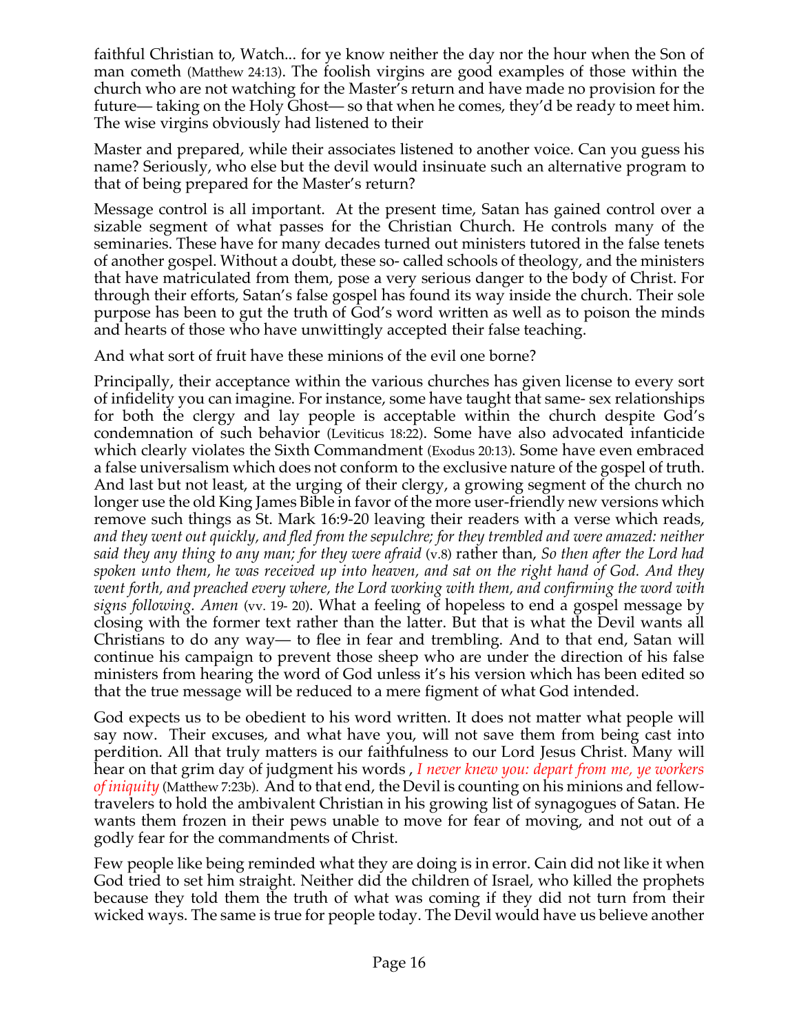faithful Christian to, Watch... for ye know neither the day nor the hour when the Son of man cometh (Matthew 24:13). The foolish virgins are good examples of those within the church who are not watching for the Master's return and have made no provision for the future— taking on the Holy Ghost— so that when he comes, they'd be ready to meet him. The wise virgins obviously had listened to their

Master and prepared, while their associates listened to another voice. Can you guess his name? Seriously, who else but the devil would insinuate such an alternative program to that of being prepared for the Master's return?

Message control is all important. At the present time, Satan has gained control over a sizable segment of what passes for the Christian Church. He controls many of the seminaries. These have for many decades turned out ministers tutored in the false tenets of another gospel. Without a doubt, these so- called schools of theology, and the ministers that have matriculated from them, pose a very serious danger to the body of Christ. For through their efforts, Satan's false gospel has found its way inside the church. Their sole purpose has been to gut the truth of God's word written as well as to poison the minds and hearts of those who have unwittingly accepted their false teaching.

And what sort of fruit have these minions of the evil one borne?

Principally, their acceptance within the various churches has given license to every sort of infidelity you can imagine. For instance, some have taught that same- sex relationships for both the clergy and lay people is acceptable within the church despite God's condemnation of such behavior (Leviticus 18:22). Some have also advocated infanticide which clearly violates the Sixth Commandment (Exodus 20:13). Some have even embraced a false universalism which does not conform to the exclusive nature of the gospel of truth. And last but not least, at the urging of their clergy, a growing segment of the church no longer use the old King James Bible in favor of the more user-friendly new versions which remove such things as St. Mark 16:9-20 leaving their readers with a verse which reads, *and they went out quickly, and fled from the sepulchre; for they trembled and were amazed: neither said they any thing to any man; for they were afraid* (v.8) rather than, *So then after the Lord had spoken unto them, he was received up into heaven, and sat on the right hand of God. And they went forth, and preached every where, the Lord working with them, and confirming the word with signs following. Amen* (vv. 19- 20). What a feeling of hopeless to end a gospel message by closing with the former text rather than the latter. But that is what the Devil wants all Christians to do any way— to flee in fear and trembling. And to that end, Satan will continue his campaign to prevent those sheep who are under the direction of his false ministers from hearing the word of God unless it's his version which has been edited so that the true message will be reduced to a mere figment of what God intended.

God expects us to be obedient to his word written. It does not matter what people will say now. Their excuses, and what have you, will not save them from being cast into perdition. All that truly matters is our faithfulness to our Lord Jesus Christ. Many will hear on that grim day of judgment his words , *I never knew you: depart from me, ye workers of iniquity* (Matthew 7:23b). And to that end, the Devil is counting on his minions and fellow-travelers to hold the ambivalent Christian in his growing list of synagogues of Satan. He wants them frozen in their pews unable to move for fear of moving, and not out of a godly fear for the commandments of Christ.

Few people like being reminded what they are doing is in error. Cain did not like it when God tried to set him straight. Neither did the children of Israel, who killed the prophets because they told them the truth of what was coming if they did not turn from their wicked ways. The same is true for people today. The Devil would have us believe another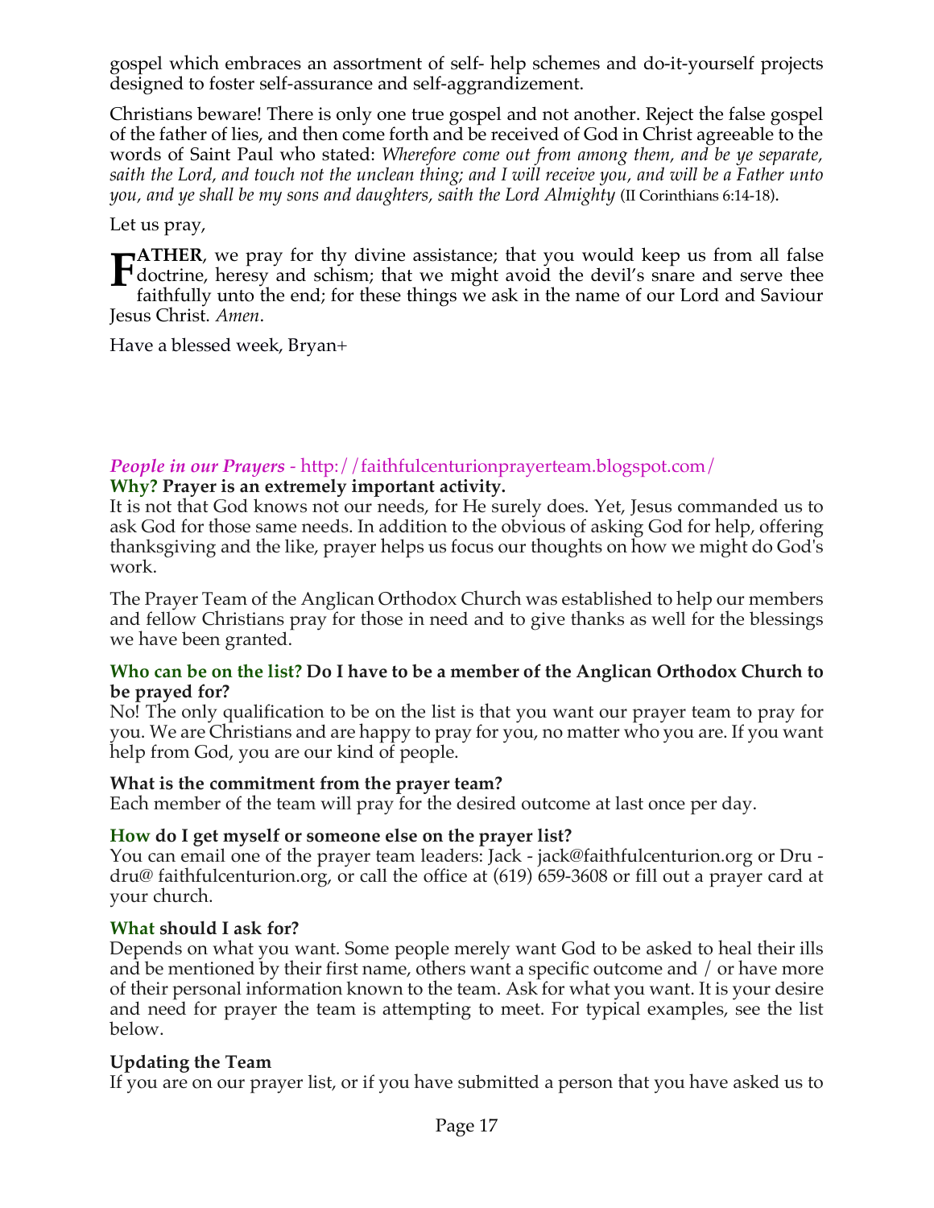gospel which embraces an assortment of self- help schemes and do-it-yourself projects designed to foster self-assurance and self-aggrandizement.

Christians beware! There is only one true gospel and not another. Reject the false gospel of the father of lies, and then come forth and be received of God in Christ agreeable to the words of Saint Paul who stated: *Wherefore come out from among them, and be ye separate, saith the Lord, and touch not the unclean thing; and I will receive you, and will be a Father unto you, and ye shall be my sons and daughters, saith the Lord Almighty* (II Corinthians 6:14-18).

Let us pray,

**FATHER**, we pray for thy divine assistance; that you would keep us from all false doctrine, heresy and schism; that we might avoid the devil's snare and serve thee faithfully unto the end; for these things we ask in the name of our Lord and Saviour Jesus Christ. *Amen*.

Have a blessed week, Bryan+

***People in our Prayers*** - http://faithfulcenturionprayerteam.blogspot.com/

**Why? Prayer is an extremely important activity.**

It is not that God knows not our needs, for He surely does. Yet, Jesus commanded us to ask God for those same needs. In addition to the obvious of asking God for help, offering thanksgiving and the like, prayer helps us focus our thoughts on how we might do God's work.

The Prayer Team of the Anglican Orthodox Church was established to help our members and fellow Christians pray for those in need and to give thanks as well for the blessings we have been granted.

**Who can be on the list? Do I have to be a member of the Anglican Orthodox Church to be prayed for?**

No! The only qualification to be on the list is that you want our prayer team to pray for you. We are Christians and are happy to pray for you, no matter who you are. If you want help from God, you are our kind of people.

**What is the commitment from the prayer team?**

Each member of the team will pray for the desired outcome at last once per day.

**How do I get myself or someone else on the prayer list?**

You can email one of the prayer team leaders: Jack - jack@faithfulcenturion.org or Dru - dru@ faithfulcenturion.org, or call the office at (619) 659-3608 or fill out a prayer card at your church.

**What should I ask for?**

Depends on what you want. Some people merely want God to be asked to heal their ills and be mentioned by their first name, others want a specific outcome and / or have more of their personal information known to the team. Ask for what you want. It is your desire and need for prayer the team is attempting to meet. For typical examples, see the list below.

**Updating the Team**

If you are on our prayer list, or if you have submitted a person that you have asked us to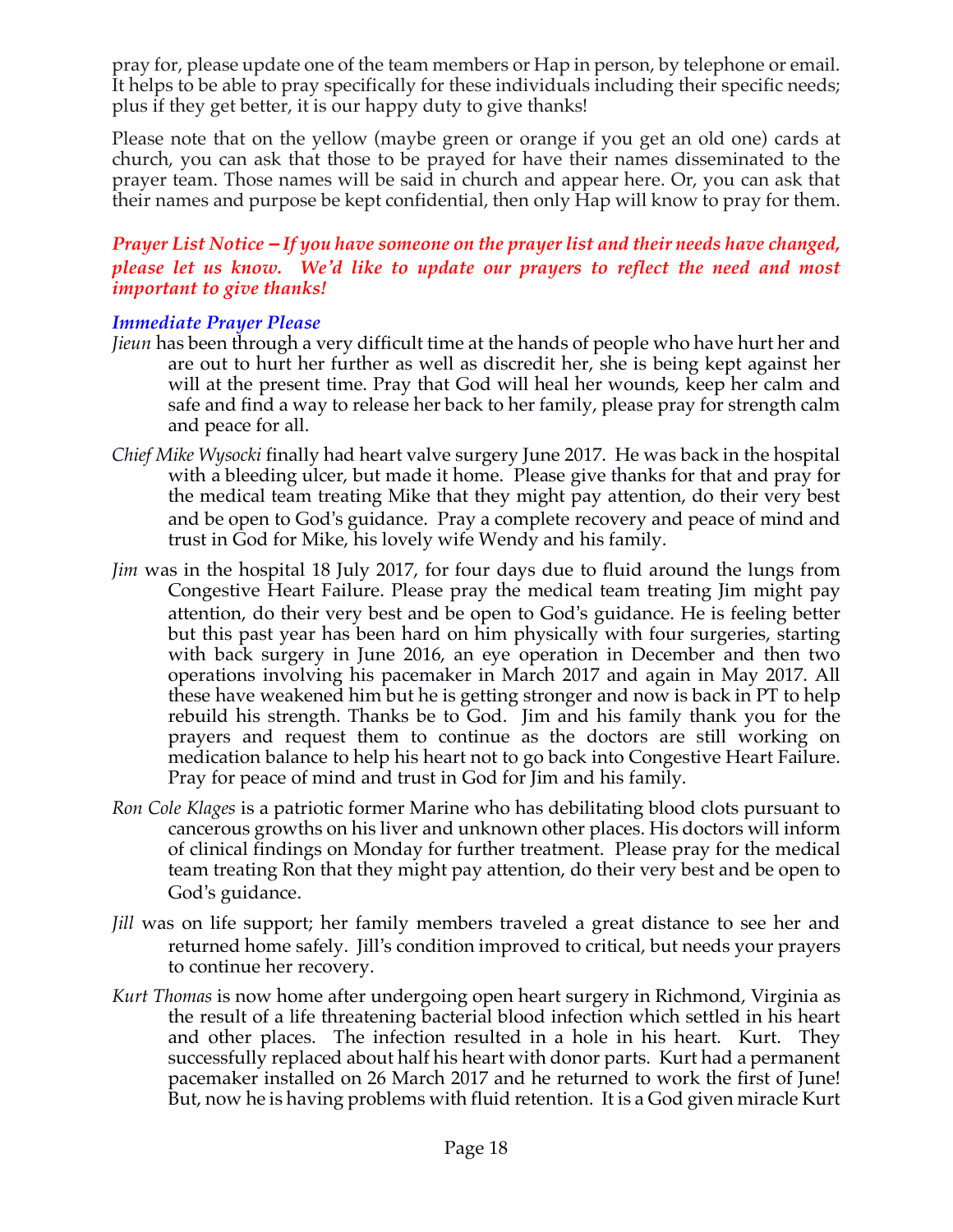pray for, please update one of the team members or Hap in person, by telephone or email. It helps to be able to pray specifically for these individuals including their specific needs; plus if they get better, it is our happy duty to give thanks!

Please note that on the yellow (maybe green or orange if you get an old one) cards at church, you can ask that those to be prayed for have their names disseminated to the prayer team. Those names will be said in church and appear here. Or, you can ask that their names and purpose be kept confidential, then only Hap will know to pray for them.

***Prayer List Notice – If you have someone on the prayer list and their needs have changed, please let us know. We'd like to update our prayers to reflect the need and most important to give thanks!***

***Immediate Prayer Please***

*Jieun* has been through a very difficult time at the hands of people who have hurt her and are out to hurt her further as well as discredit her, she is being kept against her will at the present time. Pray that God will heal her wounds, keep her calm and safe and find a way to release her back to her family, please pray for strength calm and peace for all.

*Chief Mike Wysocki* finally had heart valve surgery June 2017. He was back in the hospital with a bleeding ulcer, but made it home. Please give thanks for that and pray for the medical team treating Mike that they might pay attention, do their very best and be open to God's guidance. Pray a complete recovery and peace of mind and trust in God for Mike, his lovely wife Wendy and his family.

*Jim* was in the hospital 18 July 2017, for four days due to fluid around the lungs from Congestive Heart Failure. Please pray the medical team treating Jim might pay attention, do their very best and be open to God's guidance. He is feeling better but this past year has been hard on him physically with four surgeries, starting with back surgery in June 2016, an eye operation in December and then two operations involving his pacemaker in March 2017 and again in May 2017. All these have weakened him but he is getting stronger and now is back in PT to help rebuild his strength. Thanks be to God. Jim and his family thank you for the prayers and request them to continue as the doctors are still working on medication balance to help his heart not to go back into Congestive Heart Failure. Pray for peace of mind and trust in God for Jim and his family.

*Ron Cole Klages* is a patriotic former Marine who has debilitating blood clots pursuant to cancerous growths on his liver and unknown other places. His doctors will inform of clinical findings on Monday for further treatment. Please pray for the medical team treating Ron that they might pay attention, do their very best and be open to God's guidance.

*Jill* was on life support; her family members traveled a great distance to see her and returned home safely. Jill's condition improved to critical, but needs your prayers to continue her recovery.

*Kurt Thomas* is now home after undergoing open heart surgery in Richmond, Virginia as the result of a life threatening bacterial blood infection which settled in his heart and other places. The infection resulted in a hole in his heart. Kurt. They successfully replaced about half his heart with donor parts. Kurt had a permanent pacemaker installed on 26 March 2017 and he returned to work the first of June! But, now he is having problems with fluid retention. It is a God given miracle Kurt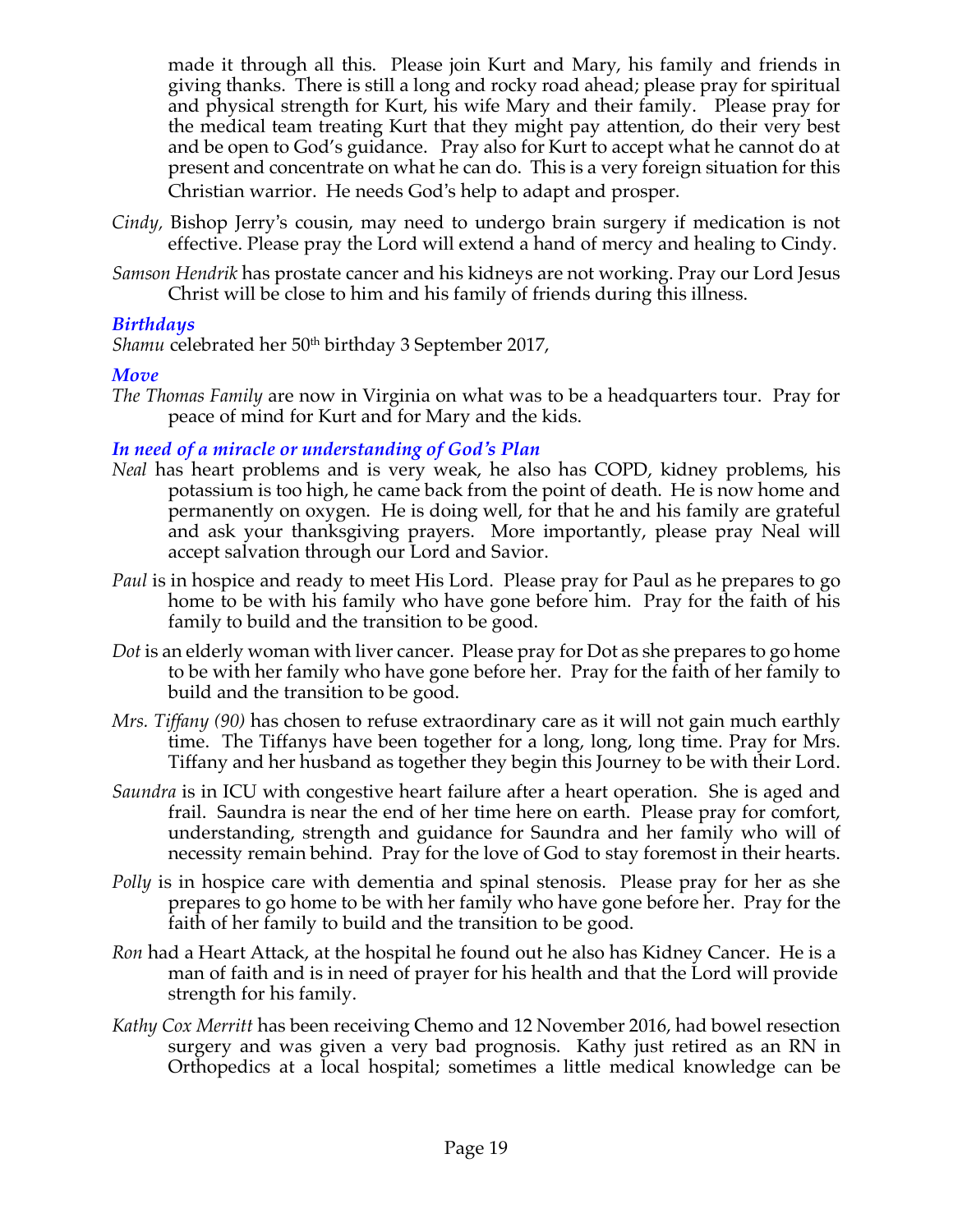made it through all this. Please join Kurt and Mary, his family and friends in giving thanks. There is still a long and rocky road ahead; please pray for spiritual and physical strength for Kurt, his wife Mary and their family. Please pray for the medical team treating Kurt that they might pay attention, do their very best and be open to God's guidance. Pray also for Kurt to accept what he cannot do at present and concentrate on what he can do. This is a very foreign situation for this Christian warrior. He needs God's help to adapt and prosper.

*Cindy,* Bishop Jerry's cousin, may need to undergo brain surgery if medication is not effective. Please pray the Lord will extend a hand of mercy and healing to Cindy.

*Samson Hendrik* has prostate cancer and his kidneys are not working. Pray our Lord Jesus Christ will be close to him and his family of friends during this illness.

### *Birthdays*

*Shamu* celebrated her 50th birthday 3 September 2017,

### *Move*

*The Thomas Family* are now in Virginia on what was to be a headquarters tour. Pray for peace of mind for Kurt and for Mary and the kids.

### *In need of a miracle or understanding of God's Plan*

*Neal* has heart problems and is very weak, he also has COPD, kidney problems, his potassium is too high, he came back from the point of death. He is now home and permanently on oxygen. He is doing well, for that he and his family are grateful and ask your thanksgiving prayers. More importantly, please pray Neal will accept salvation through our Lord and Savior.

*Paul* is in hospice and ready to meet His Lord. Please pray for Paul as he prepares to go home to be with his family who have gone before him. Pray for the faith of his family to build and the transition to be good.

*Dot* is an elderly woman with liver cancer. Please pray for Dot as she prepares to go home to be with her family who have gone before her. Pray for the faith of her family to build and the transition to be good.

*Mrs. Tiffany (90)* has chosen to refuse extraordinary care as it will not gain much earthly time. The Tiffanys have been together for a long, long, long time. Pray for Mrs. Tiffany and her husband as together they begin this Journey to be with their Lord.

*Saundra* is in ICU with congestive heart failure after a heart operation. She is aged and frail. Saundra is near the end of her time here on earth. Please pray for comfort, understanding, strength and guidance for Saundra and her family who will of necessity remain behind. Pray for the love of God to stay foremost in their hearts.

*Polly* is in hospice care with dementia and spinal stenosis. Please pray for her as she prepares to go home to be with her family who have gone before her. Pray for the faith of her family to build and the transition to be good.

*Ron* had a Heart Attack, at the hospital he found out he also has Kidney Cancer. He is a man of faith and is in need of prayer for his health and that the Lord will provide strength for his family.

*Kathy Cox Merritt* has been receiving Chemo and 12 November 2016, had bowel resection surgery and was given a very bad prognosis. Kathy just retired as an RN in Orthopedics at a local hospital; sometimes a little medical knowledge can be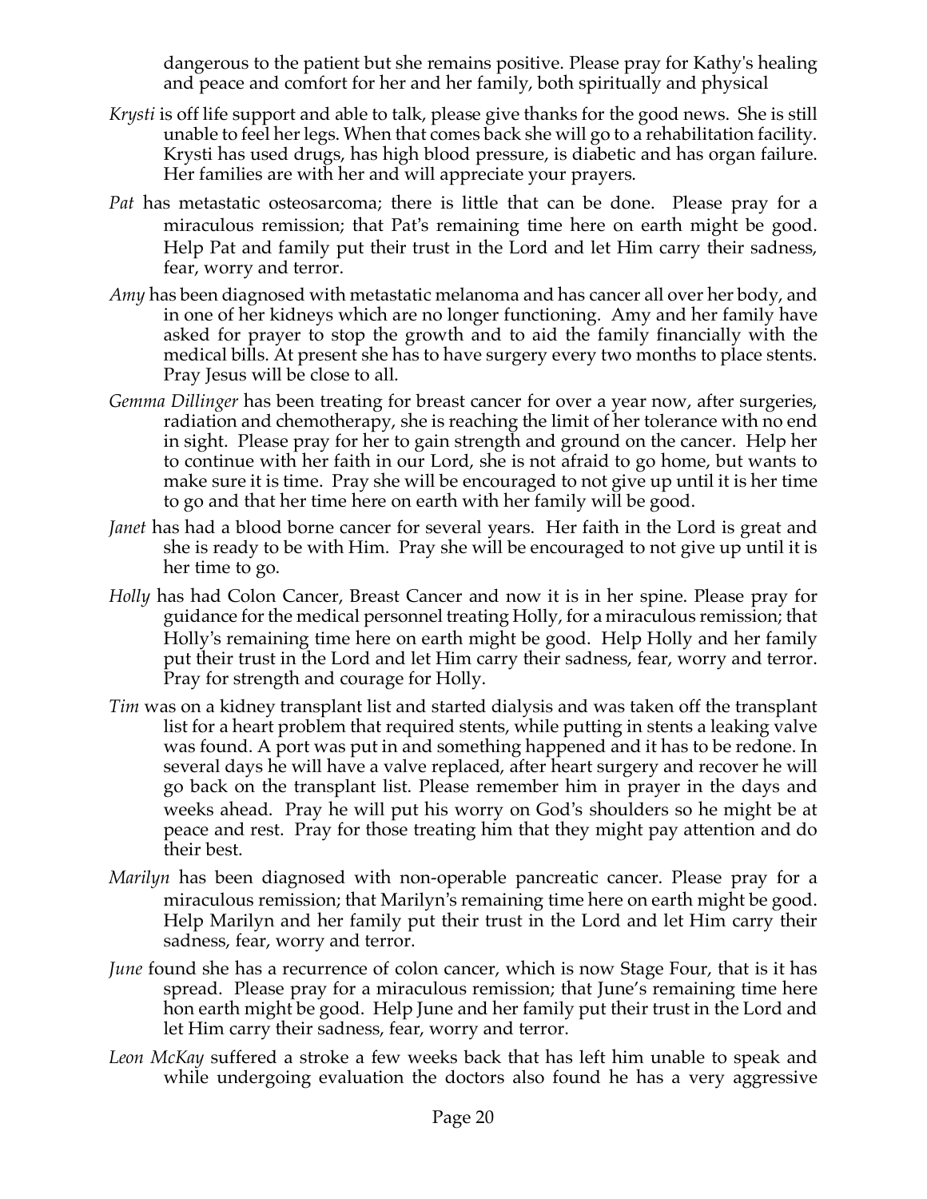dangerous to the patient but she remains positive. Please pray for Kathy's healing and peace and comfort for her and her family, both spiritually and physical

*Krysti* is off life support and able to talk, please give thanks for the good news. She is still unable to feel her legs. When that comes back she will go to a rehabilitation facility. Krysti has used drugs, has high blood pressure, is diabetic and has organ failure. Her families are with her and will appreciate your prayers.

*Pat* has metastatic osteosarcoma; there is little that can be done. Please pray for a miraculous remission; that Pat's remaining time here on earth might be good. Help Pat and family put their trust in the Lord and let Him carry their sadness, fear, worry and terror.

*Amy* has been diagnosed with metastatic melanoma and has cancer all over her body, and in one of her kidneys which are no longer functioning. Amy and her family have asked for prayer to stop the growth and to aid the family financially with the medical bills. At present she has to have surgery every two months to place stents. Pray Jesus will be close to all.

*Gemma Dillinger* has been treating for breast cancer for over a year now, after surgeries, radiation and chemotherapy, she is reaching the limit of her tolerance with no end in sight. Please pray for her to gain strength and ground on the cancer. Help her to continue with her faith in our Lord, she is not afraid to go home, but wants to make sure it is time. Pray she will be encouraged to not give up until it is her time to go and that her time here on earth with her family will be good.

*Janet* has had a blood borne cancer for several years. Her faith in the Lord is great and she is ready to be with Him. Pray she will be encouraged to not give up until it is her time to go.

*Holly* has had Colon Cancer, Breast Cancer and now it is in her spine. Please pray for guidance for the medical personnel treating Holly, for a miraculous remission; that Holly's remaining time here on earth might be good. Help Holly and her family put their trust in the Lord and let Him carry their sadness, fear, worry and terror. Pray for strength and courage for Holly.

*Tim* was on a kidney transplant list and started dialysis and was taken off the transplant list for a heart problem that required stents, while putting in stents a leaking valve was found. A port was put in and something happened and it has to be redone. In several days he will have a valve replaced, after heart surgery and recover he will go back on the transplant list. Please remember him in prayer in the days and weeks ahead. Pray he will put his worry on God's shoulders so he might be at peace and rest. Pray for those treating him that they might pay attention and do their best.

*Marilyn* has been diagnosed with non-operable pancreatic cancer. Please pray for a miraculous remission; that Marilyn's remaining time here on earth might be good. Help Marilyn and her family put their trust in the Lord and let Him carry their sadness, fear, worry and terror.

*June* found she has a recurrence of colon cancer, which is now Stage Four, that is it has spread. Please pray for a miraculous remission; that June's remaining time here hon earth might be good. Help June and her family put their trust in the Lord and let Him carry their sadness, fear, worry and terror.

*Leon McKay* suffered a stroke a few weeks back that has left him unable to speak and while undergoing evaluation the doctors also found he has a very aggressive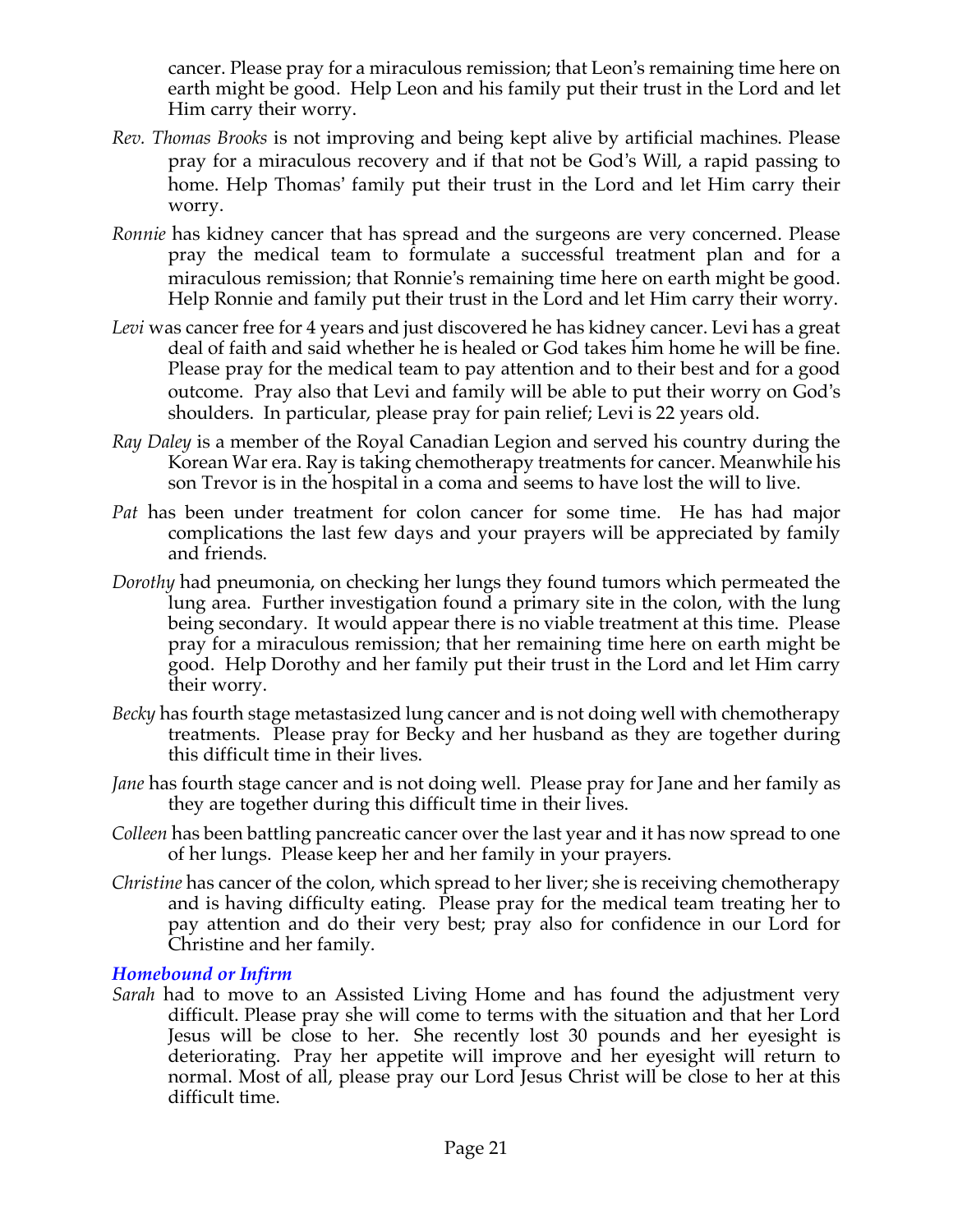cancer. Please pray for a miraculous remission; that Leon's remaining time here on earth might be good. Help Leon and his family put their trust in the Lord and let Him carry their worry.

*Rev. Thomas Brooks* is not improving and being kept alive by artificial machines. Please pray for a miraculous recovery and if that not be God's Will, a rapid passing to home. Help Thomas' family put their trust in the Lord and let Him carry their worry.

*Ronnie* has kidney cancer that has spread and the surgeons are very concerned. Please pray the medical team to formulate a successful treatment plan and for a miraculous remission; that Ronnie's remaining time here on earth might be good. Help Ronnie and family put their trust in the Lord and let Him carry their worry.

*Levi* was cancer free for 4 years and just discovered he has kidney cancer. Levi has a great deal of faith and said whether he is healed or God takes him home he will be fine. Please pray for the medical team to pay attention and to their best and for a good outcome. Pray also that Levi and family will be able to put their worry on God's shoulders. In particular, please pray for pain relief; Levi is 22 years old.

*Ray Daley* is a member of the Royal Canadian Legion and served his country during the Korean War era. Ray is taking chemotherapy treatments for cancer. Meanwhile his son Trevor is in the hospital in a coma and seems to have lost the will to live.

*Pat* has been under treatment for colon cancer for some time. He has had major complications the last few days and your prayers will be appreciated by family and friends.

*Dorothy* had pneumonia, on checking her lungs they found tumors which permeated the lung area. Further investigation found a primary site in the colon, with the lung being secondary. It would appear there is no viable treatment at this time. Please pray for a miraculous remission; that her remaining time here on earth might be good. Help Dorothy and her family put their trust in the Lord and let Him carry their worry.

*Becky* has fourth stage metastasized lung cancer and is not doing well with chemotherapy treatments. Please pray for Becky and her husband as they are together during this difficult time in their lives.

*Jane* has fourth stage cancer and is not doing well. Please pray for Jane and her family as they are together during this difficult time in their lives.

*Colleen* has been battling pancreatic cancer over the last year and it has now spread to one of her lungs. Please keep her and her family in your prayers.

*Christine* has cancer of the colon, which spread to her liver; she is receiving chemotherapy and is having difficulty eating. Please pray for the medical team treating her to pay attention and do their very best; pray also for confidence in our Lord for Christine and her family.

### *Homebound or Infirm*

*Sarah* had to move to an Assisted Living Home and has found the adjustment very difficult. Please pray she will come to terms with the situation and that her Lord Jesus will be close to her. She recently lost 30 pounds and her eyesight is deteriorating. Pray her appetite will improve and her eyesight will return to normal. Most of all, please pray our Lord Jesus Christ will be close to her at this difficult time.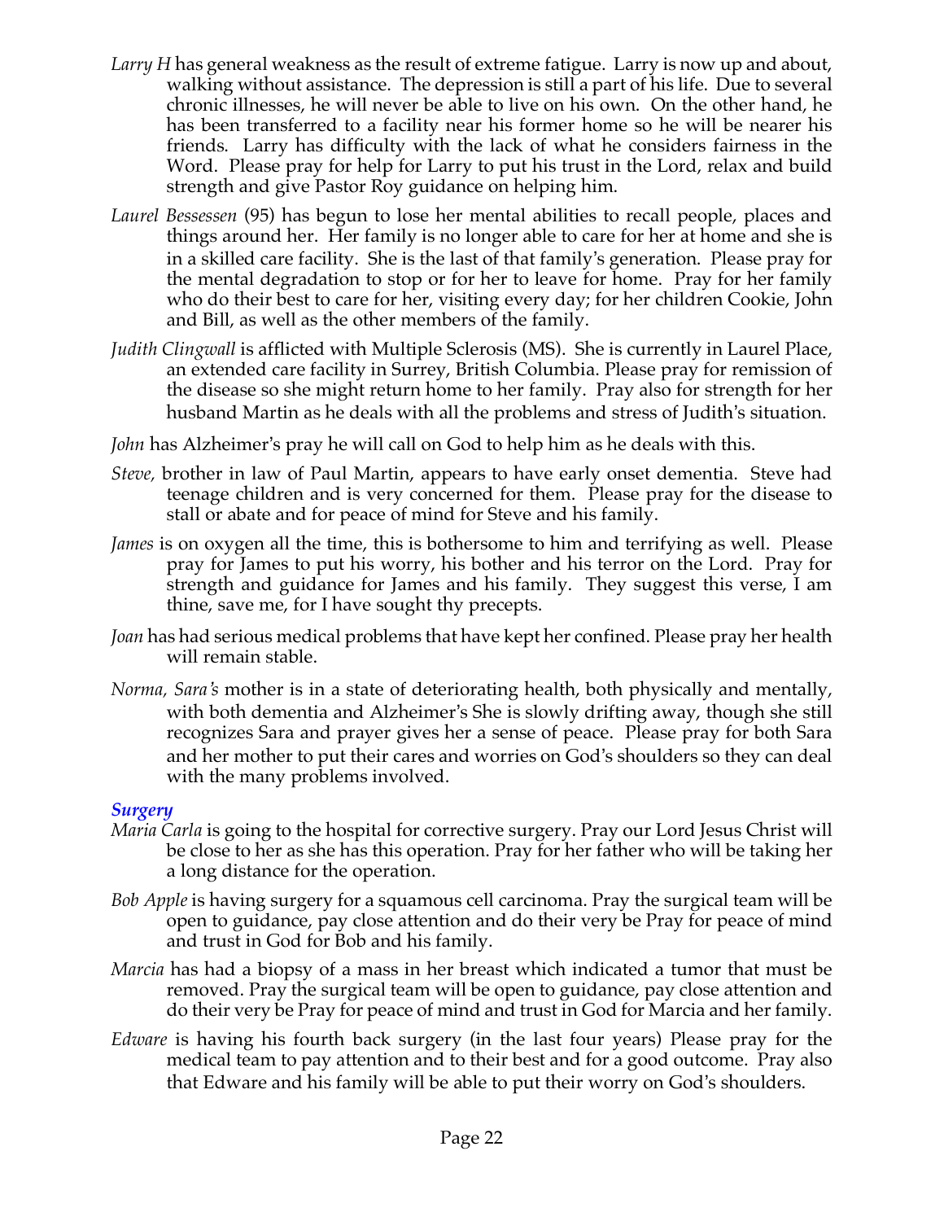*Larry H* has general weakness as the result of extreme fatigue. Larry is now up and about, walking without assistance. The depression is still a part of his life. Due to several chronic illnesses, he will never be able to live on his own. On the other hand, he has been transferred to a facility near his former home so he will be nearer his friends. Larry has difficulty with the lack of what he considers fairness in the Word. Please pray for help for Larry to put his trust in the Lord, relax and build strength and give Pastor Roy guidance on helping him.

*Laurel Bessessen* (95) has begun to lose her mental abilities to recall people, places and things around her. Her family is no longer able to care for her at home and she is in a skilled care facility. She is the last of that family's generation. Please pray for the mental degradation to stop or for her to leave for home. Pray for her family who do their best to care for her, visiting every day; for her children Cookie, John and Bill, as well as the other members of the family.

*Judith Clingwall* is afflicted with Multiple Sclerosis (MS). She is currently in Laurel Place, an extended care facility in Surrey, British Columbia. Please pray for remission of the disease so she might return home to her family. Pray also for strength for her husband Martin as he deals with all the problems and stress of Judith's situation.

*John* has Alzheimer's pray he will call on God to help him as he deals with this.

*Steve,* brother in law of Paul Martin, appears to have early onset dementia. Steve had teenage children and is very concerned for them. Please pray for the disease to stall or abate and for peace of mind for Steve and his family.

*James* is on oxygen all the time, this is bothersome to him and terrifying as well. Please pray for James to put his worry, his bother and his terror on the Lord. Pray for strength and guidance for James and his family. They suggest this verse, I am thine, save me, for I have sought thy precepts.

*Joan* has had serious medical problems that have kept her confined. Please pray her health will remain stable.

*Norma, Sara's* mother is in a state of deteriorating health, both physically and mentally, with both dementia and Alzheimer's She is slowly drifting away, though she still recognizes Sara and prayer gives her a sense of peace. Please pray for both Sara and her mother to put their cares and worries on God's shoulders so they can deal with the many problems involved.

### *Surgery*

*Maria Carla* is going to the hospital for corrective surgery. Pray our Lord Jesus Christ will be close to her as she has this operation. Pray for her father who will be taking her a long distance for the operation.

*Bob Apple* is having surgery for a squamous cell carcinoma. Pray the surgical team will be open to guidance, pay close attention and do their very be Pray for peace of mind and trust in God for Bob and his family.

*Marcia* has had a biopsy of a mass in her breast which indicated a tumor that must be removed. Pray the surgical team will be open to guidance, pay close attention and do their very be Pray for peace of mind and trust in God for Marcia and her family.

*Edware* is having his fourth back surgery (in the last four years) Please pray for the medical team to pay attention and to their best and for a good outcome. Pray also that Edware and his family will be able to put their worry on God's shoulders.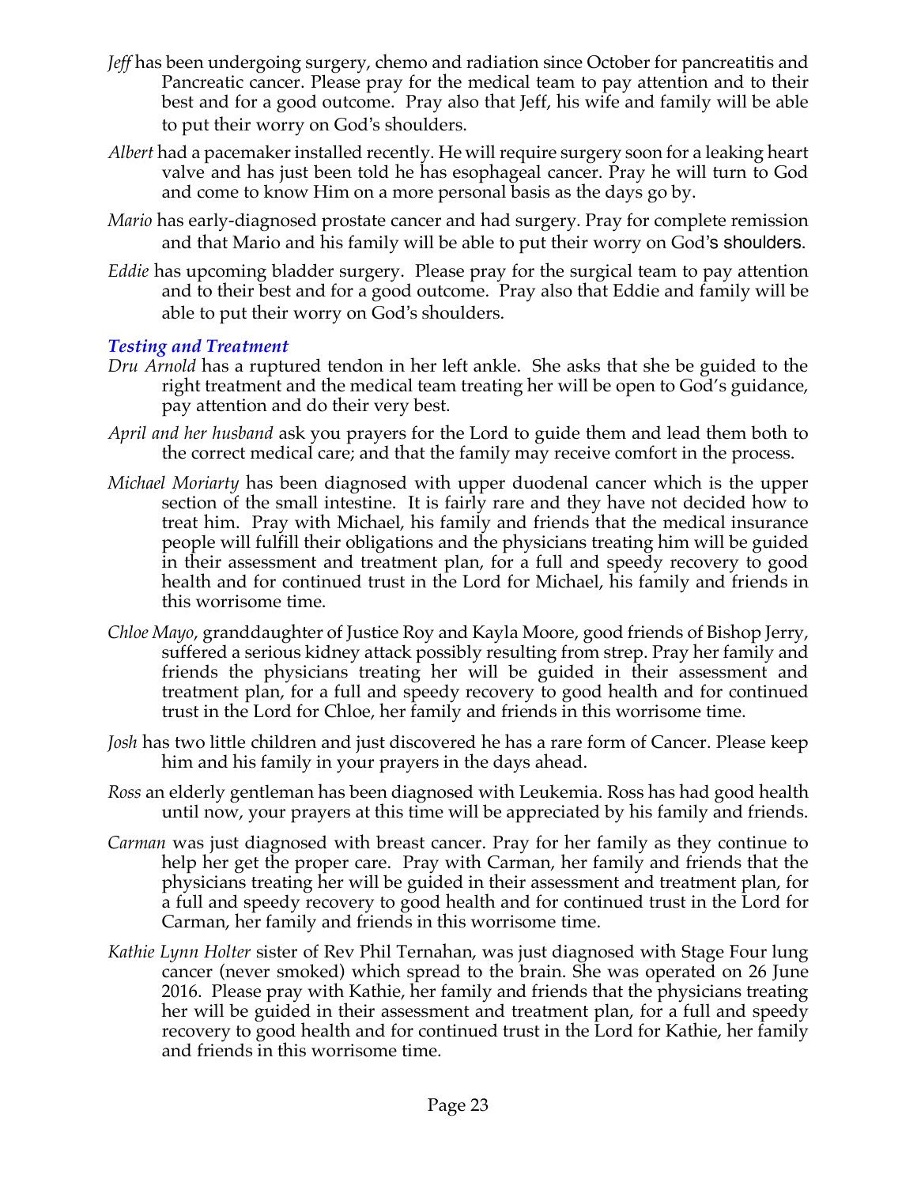*Jeff* has been undergoing surgery, chemo and radiation since October for pancreatitis and Pancreatic cancer. Please pray for the medical team to pay attention and to their best and for a good outcome. Pray also that Jeff, his wife and family will be able to put their worry on God's shoulders.

*Albert* had a pacemaker installed recently. He will require surgery soon for a leaking heart valve and has just been told he has esophageal cancer. Pray he will turn to God and come to know Him on a more personal basis as the days go by.

*Mario* has early-diagnosed prostate cancer and had surgery. Pray for complete remission and that Mario and his family will be able to put their worry on God's shoulders.

*Eddie* has upcoming bladder surgery. Please pray for the surgical team to pay attention and to their best and for a good outcome. Pray also that Eddie and family will be able to put their worry on God's shoulders.

### *Testing and Treatment*

*Dru Arnold* has a ruptured tendon in her left ankle. She asks that she be guided to the right treatment and the medical team treating her will be open to God's guidance, pay attention and do their very best.

*April and her husband* ask you prayers for the Lord to guide them and lead them both to the correct medical care; and that the family may receive comfort in the process.

*Michael Moriarty* has been diagnosed with upper duodenal cancer which is the upper section of the small intestine. It is fairly rare and they have not decided how to treat him. Pray with Michael, his family and friends that the medical insurance people will fulfill their obligations and the physicians treating him will be guided in their assessment and treatment plan, for a full and speedy recovery to good health and for continued trust in the Lord for Michael, his family and friends in this worrisome time.

*Chloe Mayo*, granddaughter of Justice Roy and Kayla Moore, good friends of Bishop Jerry, suffered a serious kidney attack possibly resulting from strep. Pray her family and friends the physicians treating her will be guided in their assessment and treatment plan, for a full and speedy recovery to good health and for continued trust in the Lord for Chloe, her family and friends in this worrisome time.

*Josh* has two little children and just discovered he has a rare form of Cancer. Please keep him and his family in your prayers in the days ahead.

*Ross* an elderly gentleman has been diagnosed with Leukemia. Ross has had good health until now, your prayers at this time will be appreciated by his family and friends.

*Carman* was just diagnosed with breast cancer. Pray for her family as they continue to help her get the proper care. Pray with Carman, her family and friends that the physicians treating her will be guided in their assessment and treatment plan, for a full and speedy recovery to good health and for continued trust in the Lord for Carman, her family and friends in this worrisome time.

*Kathie Lynn Holter* sister of Rev Phil Ternahan, was just diagnosed with Stage Four lung cancer (never smoked) which spread to the brain. She was operated on 26 June 2016. Please pray with Kathie, her family and friends that the physicians treating her will be guided in their assessment and treatment plan, for a full and speedy recovery to good health and for continued trust in the Lord for Kathie, her family and friends in this worrisome time.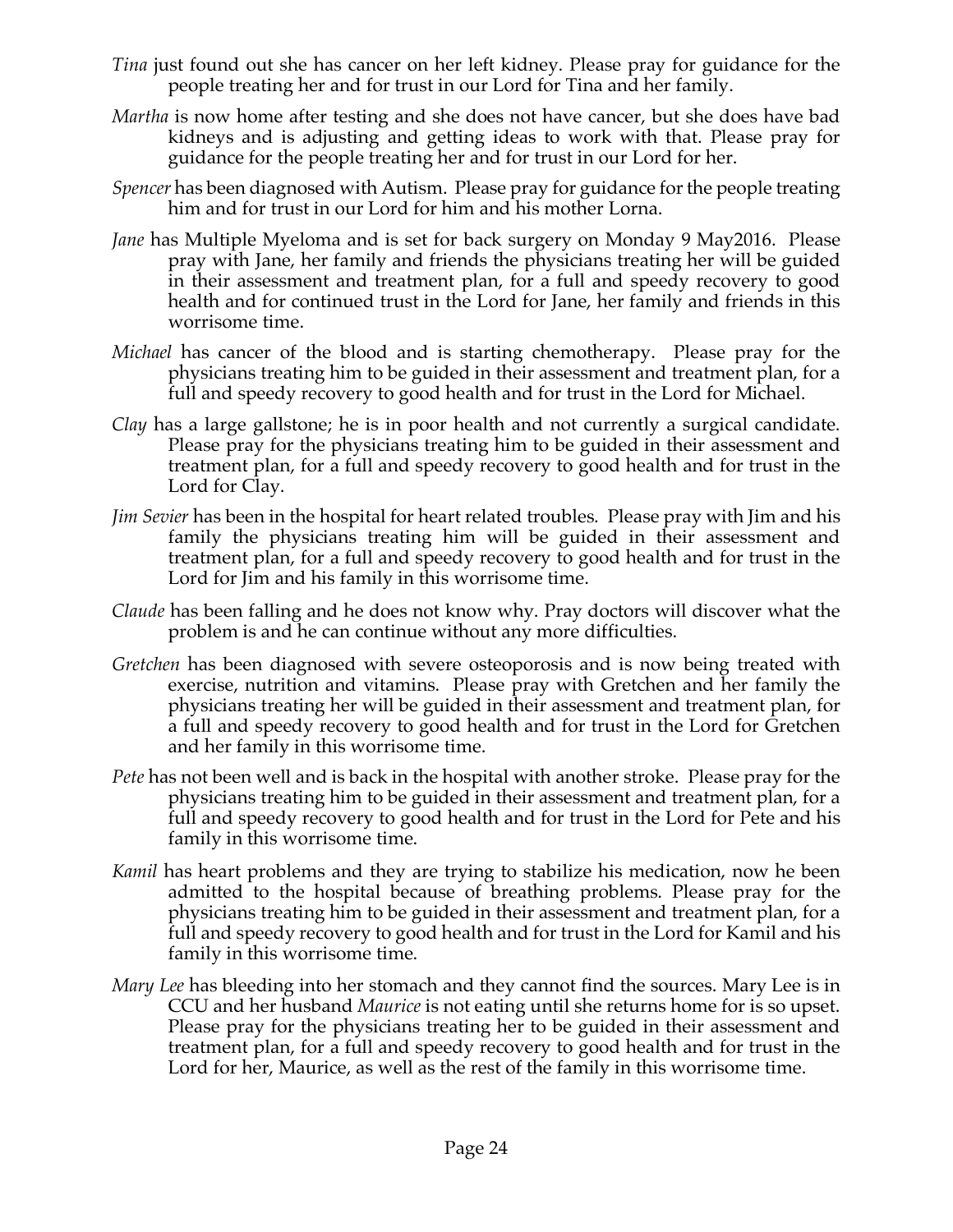*Tina* just found out she has cancer on her left kidney. Please pray for guidance for the people treating her and for trust in our Lord for Tina and her family.

*Martha* is now home after testing and she does not have cancer, but she does have bad kidneys and is adjusting and getting ideas to work with that. Please pray for guidance for the people treating her and for trust in our Lord for her.

*Spencer* has been diagnosed with Autism. Please pray for guidance for the people treating him and for trust in our Lord for him and his mother Lorna.

*Jane* has Multiple Myeloma and is set for back surgery on Monday 9 May2016. Please pray with Jane, her family and friends the physicians treating her will be guided in their assessment and treatment plan, for a full and speedy recovery to good health and for continued trust in the Lord for Jane, her family and friends in this worrisome time.

*Michael* has cancer of the blood and is starting chemotherapy. Please pray for the physicians treating him to be guided in their assessment and treatment plan, for a full and speedy recovery to good health and for trust in the Lord for Michael.

*Clay* has a large gallstone; he is in poor health and not currently a surgical candidate. Please pray for the physicians treating him to be guided in their assessment and treatment plan, for a full and speedy recovery to good health and for trust in the Lord for Clay.

*Jim Sevier* has been in the hospital for heart related troubles. Please pray with Jim and his family the physicians treating him will be guided in their assessment and treatment plan, for a full and speedy recovery to good health and for trust in the Lord for Jim and his family in this worrisome time.

*Claude* has been falling and he does not know why. Pray doctors will discover what the problem is and he can continue without any more difficulties.

*Gretchen* has been diagnosed with severe osteoporosis and is now being treated with exercise, nutrition and vitamins. Please pray with Gretchen and her family the physicians treating her will be guided in their assessment and treatment plan, for a full and speedy recovery to good health and for trust in the Lord for Gretchen and her family in this worrisome time.

*Pete* has not been well and is back in the hospital with another stroke. Please pray for the physicians treating him to be guided in their assessment and treatment plan, for a full and speedy recovery to good health and for trust in the Lord for Pete and his family in this worrisome time.

*Kamil* has heart problems and they are trying to stabilize his medication, now he been admitted to the hospital because of breathing problems. Please pray for the physicians treating him to be guided in their assessment and treatment plan, for a full and speedy recovery to good health and for trust in the Lord for Kamil and his family in this worrisome time.

*Mary Lee* has bleeding into her stomach and they cannot find the sources. Mary Lee is in CCU and her husband *Maurice* is not eating until she returns home for is so upset. Please pray for the physicians treating her to be guided in their assessment and treatment plan, for a full and speedy recovery to good health and for trust in the Lord for her, Maurice, as well as the rest of the family in this worrisome time.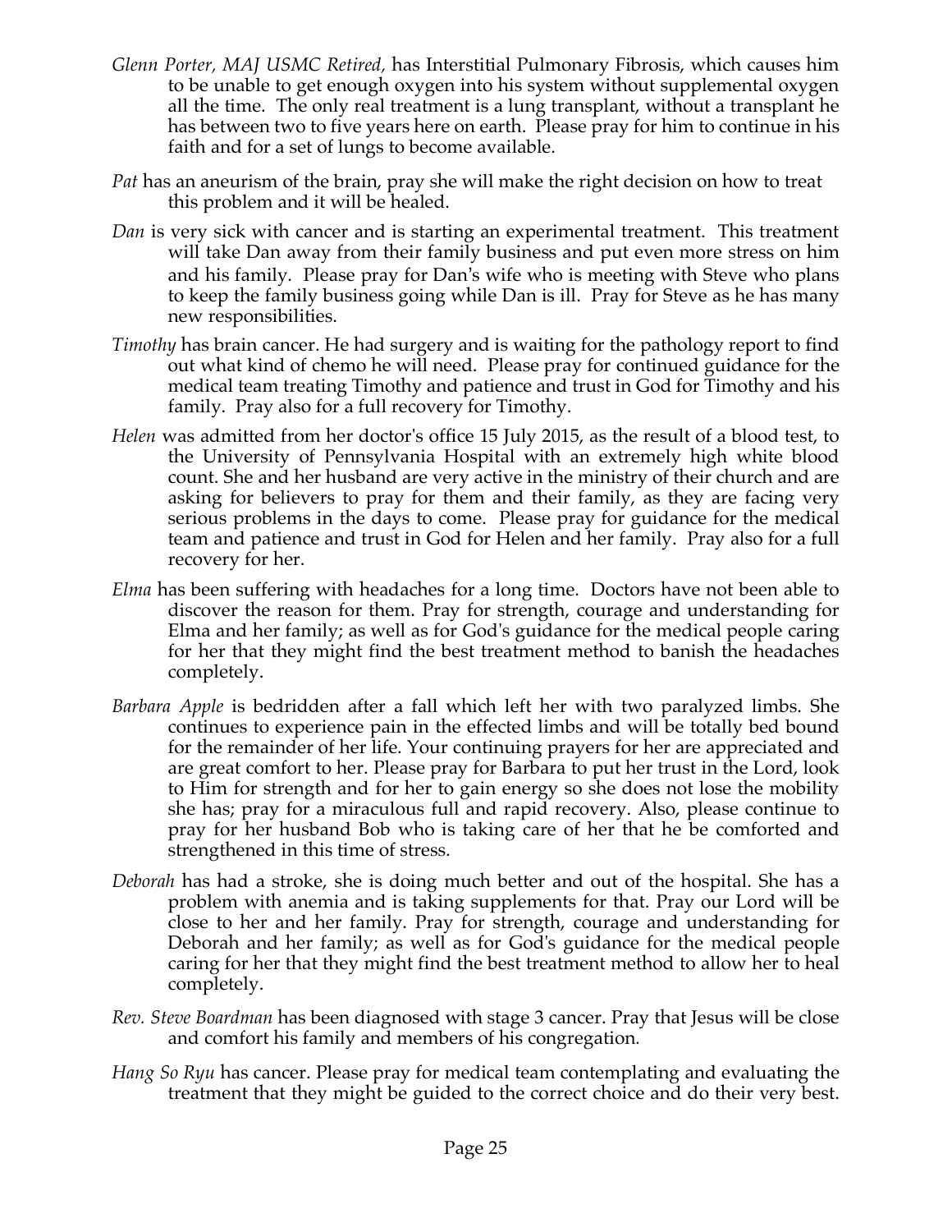*Glenn Porter, MAJ USMC Retired*, has Interstitial Pulmonary Fibrosis, which causes him to be unable to get enough oxygen into his system without supplemental oxygen all the time. The only real treatment is a lung transplant, without a transplant he has between two to five years here on earth. Please pray for him to continue in his faith and for a set of lungs to become available.

*Pat* has an aneurism of the brain, pray she will make the right decision on how to treat this problem and it will be healed.

*Dan* is very sick with cancer and is starting an experimental treatment. This treatment will take Dan away from their family business and put even more stress on him and his family. Please pray for Dan's wife who is meeting with Steve who plans to keep the family business going while Dan is ill. Pray for Steve as he has many new responsibilities.

*Timothy* has brain cancer. He had surgery and is waiting for the pathology report to find out what kind of chemo he will need. Please pray for continued guidance for the medical team treating Timothy and patience and trust in God for Timothy and his family. Pray also for a full recovery for Timothy.

*Helen* was admitted from her doctor's office 15 July 2015, as the result of a blood test, to the University of Pennsylvania Hospital with an extremely high white blood count. She and her husband are very active in the ministry of their church and are asking for believers to pray for them and their family, as they are facing very serious problems in the days to come. Please pray for guidance for the medical team and patience and trust in God for Helen and her family. Pray also for a full recovery for her.

*Elma* has been suffering with headaches for a long time. Doctors have not been able to discover the reason for them. Pray for strength, courage and understanding for Elma and her family; as well as for God's guidance for the medical people caring for her that they might find the best treatment method to banish the headaches completely.

*Barbara Apple* is bedridden after a fall which left her with two paralyzed limbs. She continues to experience pain in the effected limbs and will be totally bed bound for the remainder of her life. Your continuing prayers for her are appreciated and are great comfort to her. Please pray for Barbara to put her trust in the Lord, look to Him for strength and for her to gain energy so she does not lose the mobility she has; pray for a miraculous full and rapid recovery. Also, please continue to pray for her husband Bob who is taking care of her that he be comforted and strengthened in this time of stress.

*Deborah* has had a stroke, she is doing much better and out of the hospital. She has a problem with anemia and is taking supplements for that. Pray our Lord will be close to her and her family. Pray for strength, courage and understanding for Deborah and her family; as well as for God's guidance for the medical people caring for her that they might find the best treatment method to allow her to heal completely.

*Rev. Steve Boardman* has been diagnosed with stage 3 cancer. Pray that Jesus will be close and comfort his family and members of his congregation.

*Hang So Ryu* has cancer. Please pray for medical team contemplating and evaluating the treatment that they might be guided to the correct choice and do their very best.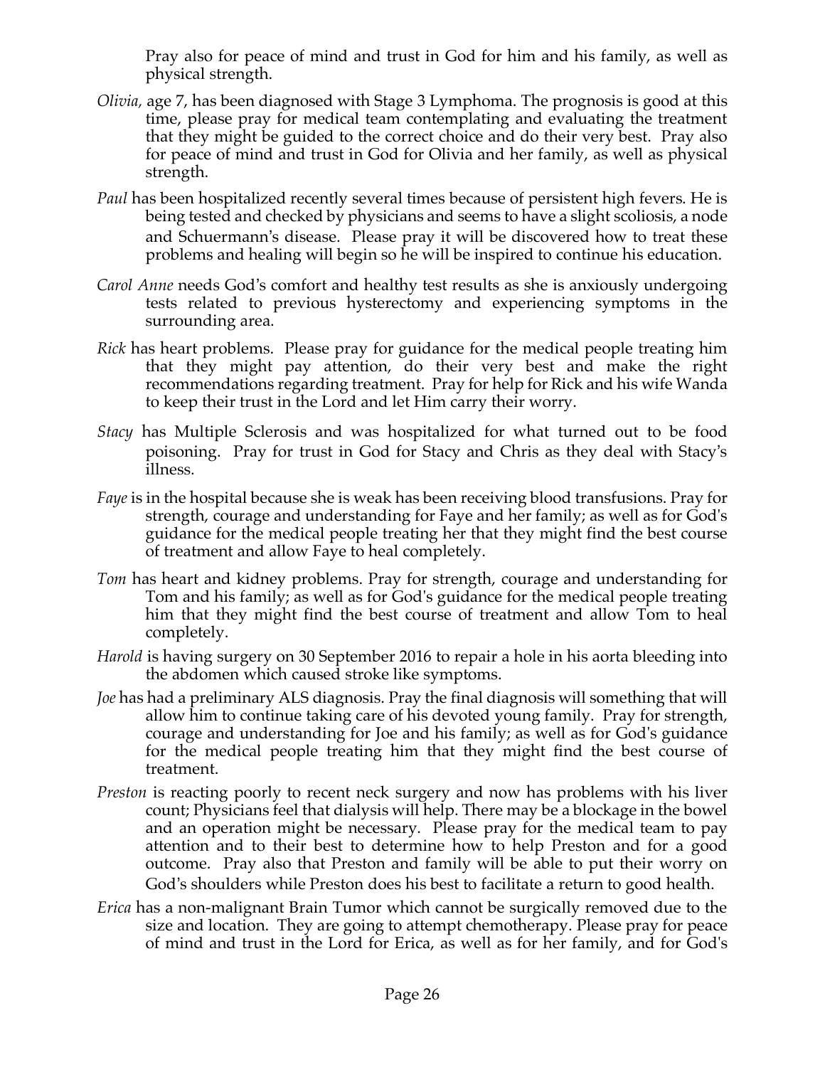Pray also for peace of mind and trust in God for him and his family, as well as physical strength.

*Olivia,* age 7, has been diagnosed with Stage 3 Lymphoma. The prognosis is good at this time, please pray for medical team contemplating and evaluating the treatment that they might be guided to the correct choice and do their very best. Pray also for peace of mind and trust in God for Olivia and her family, as well as physical strength.

*Paul* has been hospitalized recently several times because of persistent high fevers. He is being tested and checked by physicians and seems to have a slight scoliosis, a node and Schuermann's disease. Please pray it will be discovered how to treat these problems and healing will begin so he will be inspired to continue his education.

*Carol Anne* needs God's comfort and healthy test results as she is anxiously undergoing tests related to previous hysterectomy and experiencing symptoms in the surrounding area.

*Rick* has heart problems. Please pray for guidance for the medical people treating him that they might pay attention, do their very best and make the right recommendations regarding treatment. Pray for help for Rick and his wife Wanda to keep their trust in the Lord and let Him carry their worry.

*Stacy* has Multiple Sclerosis and was hospitalized for what turned out to be food poisoning. Pray for trust in God for Stacy and Chris as they deal with Stacy's illness.

*Faye* is in the hospital because she is weak has been receiving blood transfusions. Pray for strength, courage and understanding for Faye and her family; as well as for God's guidance for the medical people treating her that they might find the best course of treatment and allow Faye to heal completely.

*Tom* has heart and kidney problems. Pray for strength, courage and understanding for Tom and his family; as well as for God's guidance for the medical people treating him that they might find the best course of treatment and allow Tom to heal completely.

*Harold* is having surgery on 30 September 2016 to repair a hole in his aorta bleeding into the abdomen which caused stroke like symptoms.

*Joe* has had a preliminary ALS diagnosis. Pray the final diagnosis will something that will allow him to continue taking care of his devoted young family. Pray for strength, courage and understanding for Joe and his family; as well as for God's guidance for the medical people treating him that they might find the best course of treatment.

*Preston* is reacting poorly to recent neck surgery and now has problems with his liver count; Physicians feel that dialysis will help. There may be a blockage in the bowel and an operation might be necessary. Please pray for the medical team to pay attention and to their best to determine how to help Preston and for a good outcome. Pray also that Preston and family will be able to put their worry on God's shoulders while Preston does his best to facilitate a return to good health.

*Erica* has a non-malignant Brain Tumor which cannot be surgically removed due to the size and location. They are going to attempt chemotherapy. Please pray for peace of mind and trust in the Lord for Erica, as well as for her family, and for God's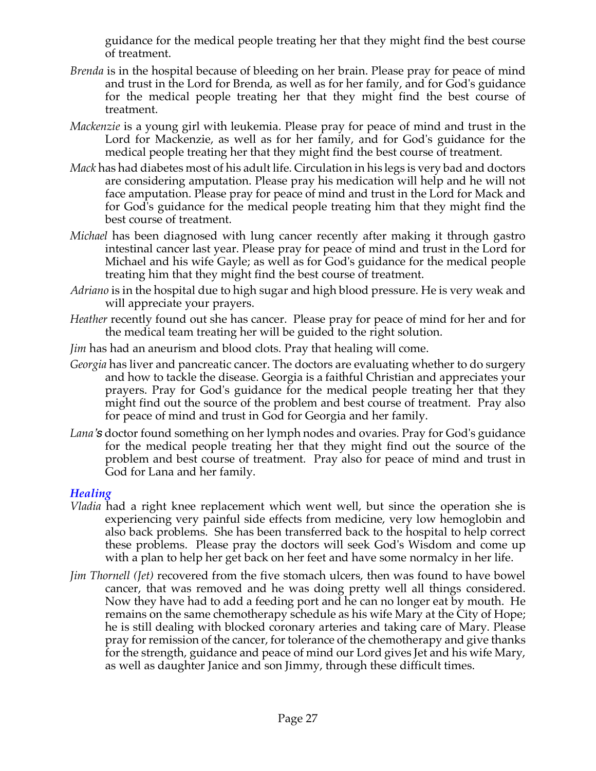guidance for the medical people treating her that they might find the best course of treatment.

*Brenda* is in the hospital because of bleeding on her brain. Please pray for peace of mind and trust in the Lord for Brenda, as well as for her family, and for God's guidance for the medical people treating her that they might find the best course of treatment.

*Mackenzie* is a young girl with leukemia. Please pray for peace of mind and trust in the Lord for Mackenzie, as well as for her family, and for God's guidance for the medical people treating her that they might find the best course of treatment.

*Mack* has had diabetes most of his adult life. Circulation in his legs is very bad and doctors are considering amputation. Please pray his medication will help and he will not face amputation. Please pray for peace of mind and trust in the Lord for Mack and for God's guidance for the medical people treating him that they might find the best course of treatment.

*Michael* has been diagnosed with lung cancer recently after making it through gastro intestinal cancer last year. Please pray for peace of mind and trust in the Lord for Michael and his wife Gayle; as well as for God's guidance for the medical people treating him that they might find the best course of treatment.

*Adriano* is in the hospital due to high sugar and high blood pressure. He is very weak and will appreciate your prayers.

*Heather* recently found out she has cancer. Please pray for peace of mind for her and for the medical team treating her will be guided to the right solution.

*Jim* has had an aneurism and blood clots. Pray that healing will come.

*Georgia* has liver and pancreatic cancer. The doctors are evaluating whether to do surgery and how to tackle the disease. Georgia is a faithful Christian and appreciates your prayers. Pray for God's guidance for the medical people treating her that they might find out the source of the problem and best course of treatment. Pray also for peace of mind and trust in God for Georgia and her family.

*Lana's* doctor found something on her lymph nodes and ovaries. Pray for God's guidance for the medical people treating her that they might find out the source of the problem and best course of treatment. Pray also for peace of mind and trust in God for Lana and her family.

### *Healing*

*Vladia* had a right knee replacement which went well, but since the operation she is experiencing very painful side effects from medicine, very low hemoglobin and also back problems. She has been transferred back to the hospital to help correct these problems. Please pray the doctors will seek God's Wisdom and come up with a plan to help her get back on her feet and have some normalcy in her life.

*Jim Thornell (Jet)* recovered from the five stomach ulcers, then was found to have bowel cancer, that was removed and he was doing pretty well all things considered. Now they have had to add a feeding port and he can no longer eat by mouth. He remains on the same chemotherapy schedule as his wife Mary at the City of Hope; he is still dealing with blocked coronary arteries and taking care of Mary. Please pray for remission of the cancer, for tolerance of the chemotherapy and give thanks for the strength, guidance and peace of mind our Lord gives Jet and his wife Mary, as well as daughter Janice and son Jimmy, through these difficult times.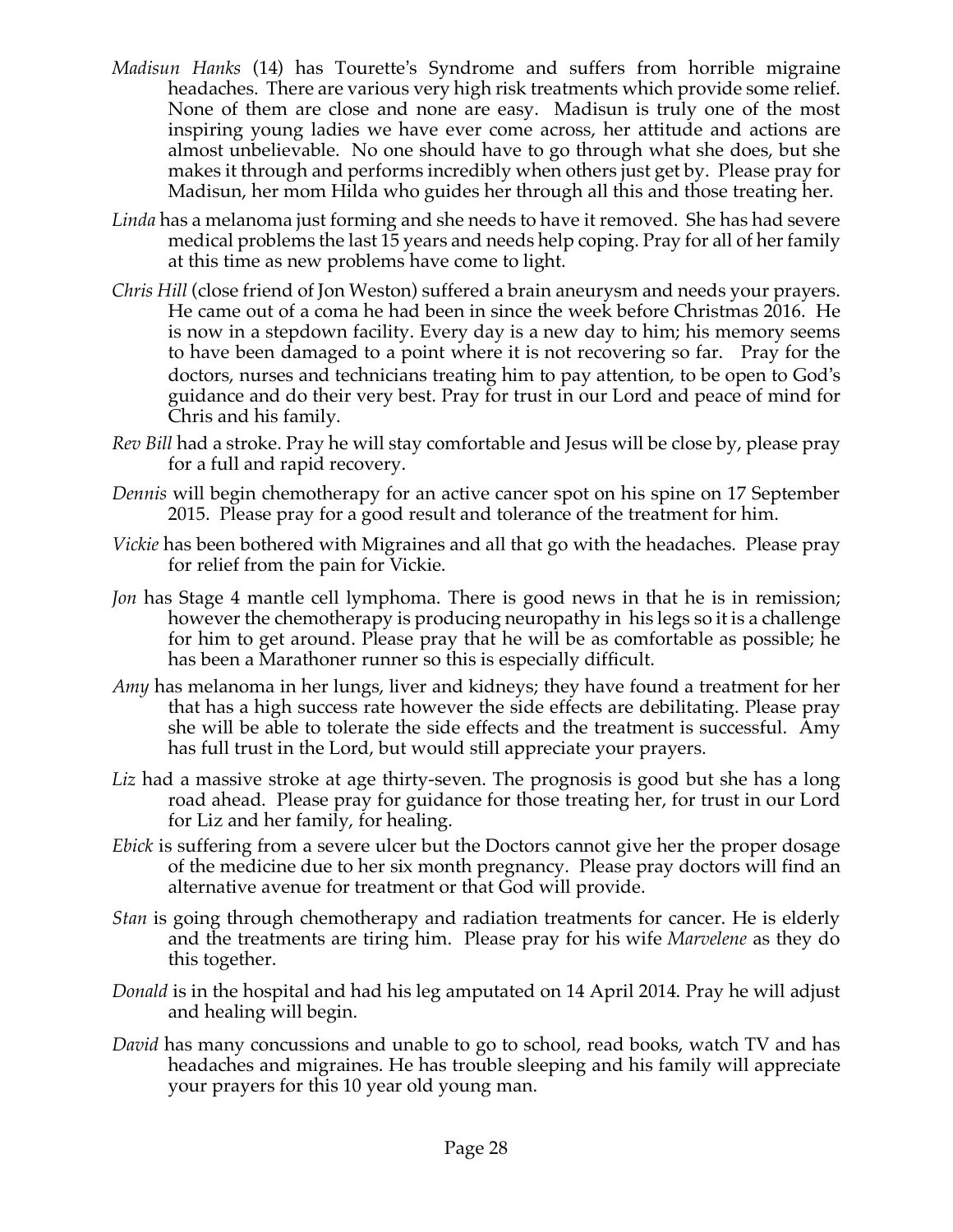*Madisun Hanks* (14) has Tourette's Syndrome and suffers from horrible migraine headaches. There are various very high risk treatments which provide some relief. None of them are close and none are easy. Madisun is truly one of the most inspiring young ladies we have ever come across, her attitude and actions are almost unbelievable. No one should have to go through what she does, but she makes it through and performs incredibly when others just get by. Please pray for Madisun, her mom Hilda who guides her through all this and those treating her.

*Linda* has a melanoma just forming and she needs to have it removed. She has had severe medical problems the last 15 years and needs help coping. Pray for all of her family at this time as new problems have come to light.

*Chris Hill* (close friend of Jon Weston) suffered a brain aneurysm and needs your prayers. He came out of a coma he had been in since the week before Christmas 2016. He is now in a stepdown facility. Every day is a new day to him; his memory seems to have been damaged to a point where it is not recovering so far. Pray for the doctors, nurses and technicians treating him to pay attention, to be open to God's guidance and do their very best. Pray for trust in our Lord and peace of mind for Chris and his family.

*Rev Bill* had a stroke. Pray he will stay comfortable and Jesus will be close by, please pray for a full and rapid recovery.

*Dennis* will begin chemotherapy for an active cancer spot on his spine on 17 September 2015. Please pray for a good result and tolerance of the treatment for him.

*Vickie* has been bothered with Migraines and all that go with the headaches. Please pray for relief from the pain for Vickie.

*Jon* has Stage 4 mantle cell lymphoma. There is good news in that he is in remission; however the chemotherapy is producing neuropathy in his legs so it is a challenge for him to get around. Please pray that he will be as comfortable as possible; he has been a Marathoner runner so this is especially difficult.

*Amy* has melanoma in her lungs, liver and kidneys; they have found a treatment for her that has a high success rate however the side effects are debilitating. Please pray she will be able to tolerate the side effects and the treatment is successful. Amy has full trust in the Lord, but would still appreciate your prayers.

*Liz* had a massive stroke at age thirty-seven. The prognosis is good but she has a long road ahead. Please pray for guidance for those treating her, for trust in our Lord for Liz and her family, for healing.

*Ebick* is suffering from a severe ulcer but the Doctors cannot give her the proper dosage of the medicine due to her six month pregnancy. Please pray doctors will find an alternative avenue for treatment or that God will provide.

*Stan* is going through chemotherapy and radiation treatments for cancer. He is elderly and the treatments are tiring him. Please pray for his wife *Marvelene* as they do this together.

*Donald* is in the hospital and had his leg amputated on 14 April 2014. Pray he will adjust and healing will begin.

*David* has many concussions and unable to go to school, read books, watch TV and has headaches and migraines. He has trouble sleeping and his family will appreciate your prayers for this 10 year old young man.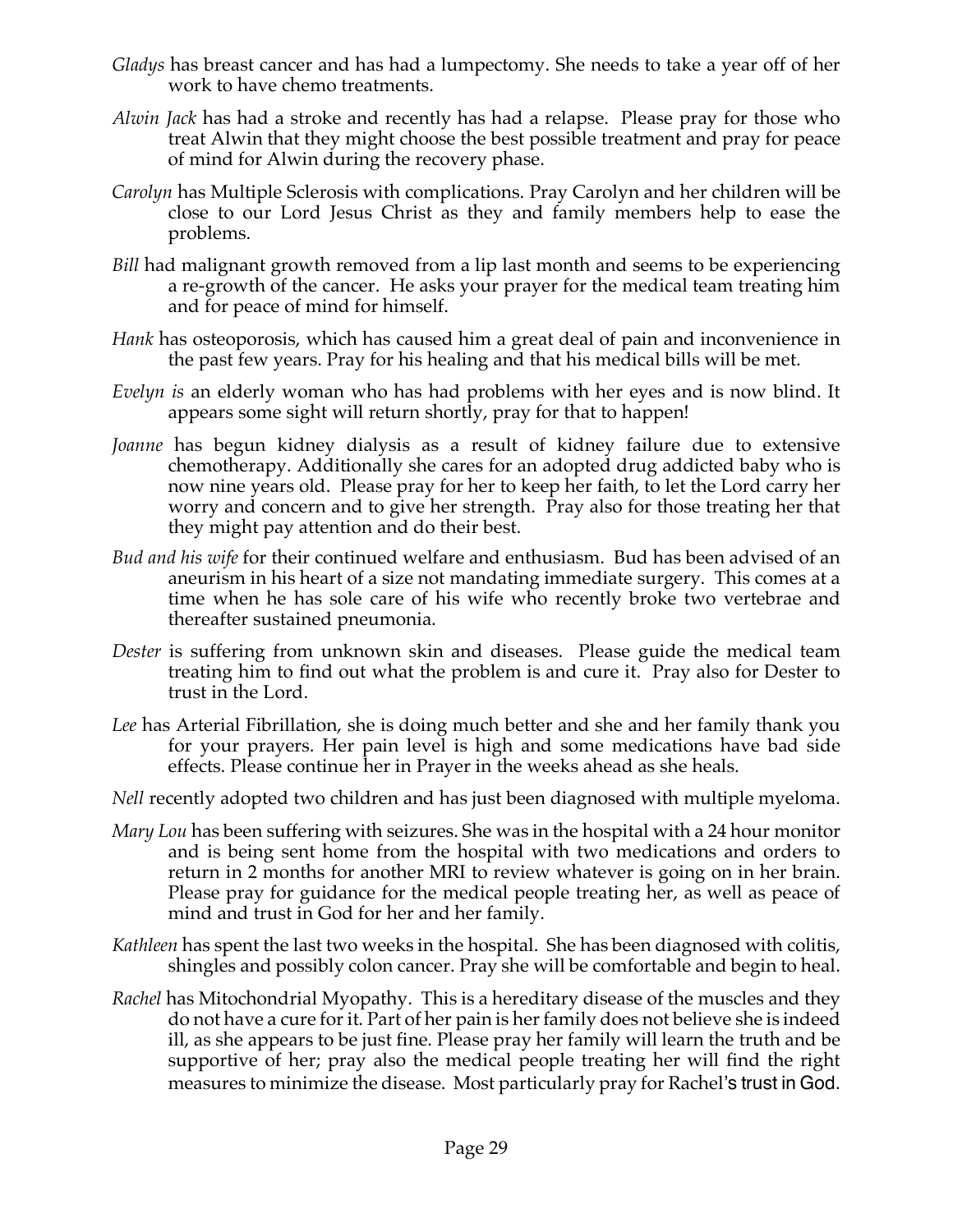*Gladys* has breast cancer and has had a lumpectomy. She needs to take a year off of her work to have chemo treatments.

*Alwin Jack* has had a stroke and recently has had a relapse. Please pray for those who treat Alwin that they might choose the best possible treatment and pray for peace of mind for Alwin during the recovery phase.

*Carolyn* has Multiple Sclerosis with complications. Pray Carolyn and her children will be close to our Lord Jesus Christ as they and family members help to ease the problems.

*Bill* had malignant growth removed from a lip last month and seems to be experiencing a re-growth of the cancer. He asks your prayer for the medical team treating him and for peace of mind for himself.

*Hank* has osteoporosis, which has caused him a great deal of pain and inconvenience in the past few years. Pray for his healing and that his medical bills will be met.

*Evelyn is* an elderly woman who has had problems with her eyes and is now blind. It appears some sight will return shortly, pray for that to happen!

*Joanne* has begun kidney dialysis as a result of kidney failure due to extensive chemotherapy. Additionally she cares for an adopted drug addicted baby who is now nine years old. Please pray for her to keep her faith, to let the Lord carry her worry and concern and to give her strength. Pray also for those treating her that they might pay attention and do their best.

*Bud and his wife* for their continued welfare and enthusiasm. Bud has been advised of an aneurism in his heart of a size not mandating immediate surgery. This comes at a time when he has sole care of his wife who recently broke two vertebrae and thereafter sustained pneumonia.

*Dester* is suffering from unknown skin and diseases. Please guide the medical team treating him to find out what the problem is and cure it. Pray also for Dester to trust in the Lord.

*Lee* has Arterial Fibrillation, she is doing much better and she and her family thank you for your prayers. Her pain level is high and some medications have bad side effects. Please continue her in Prayer in the weeks ahead as she heals.

*Nell* recently adopted two children and has just been diagnosed with multiple myeloma.

*Mary Lou* has been suffering with seizures. She was in the hospital with a 24 hour monitor and is being sent home from the hospital with two medications and orders to return in 2 months for another MRI to review whatever is going on in her brain. Please pray for guidance for the medical people treating her, as well as peace of mind and trust in God for her and her family.

*Kathleen* has spent the last two weeks in the hospital. She has been diagnosed with colitis, shingles and possibly colon cancer. Pray she will be comfortable and begin to heal.

*Rachel* has Mitochondrial Myopathy. This is a hereditary disease of the muscles and they do not have a cure for it. Part of her pain is her family does not believe she is indeed ill, as she appears to be just fine. Please pray her family will learn the truth and be supportive of her; pray also the medical people treating her will find the right measures to minimize the disease. Most particularly pray for Rachel's trust in God.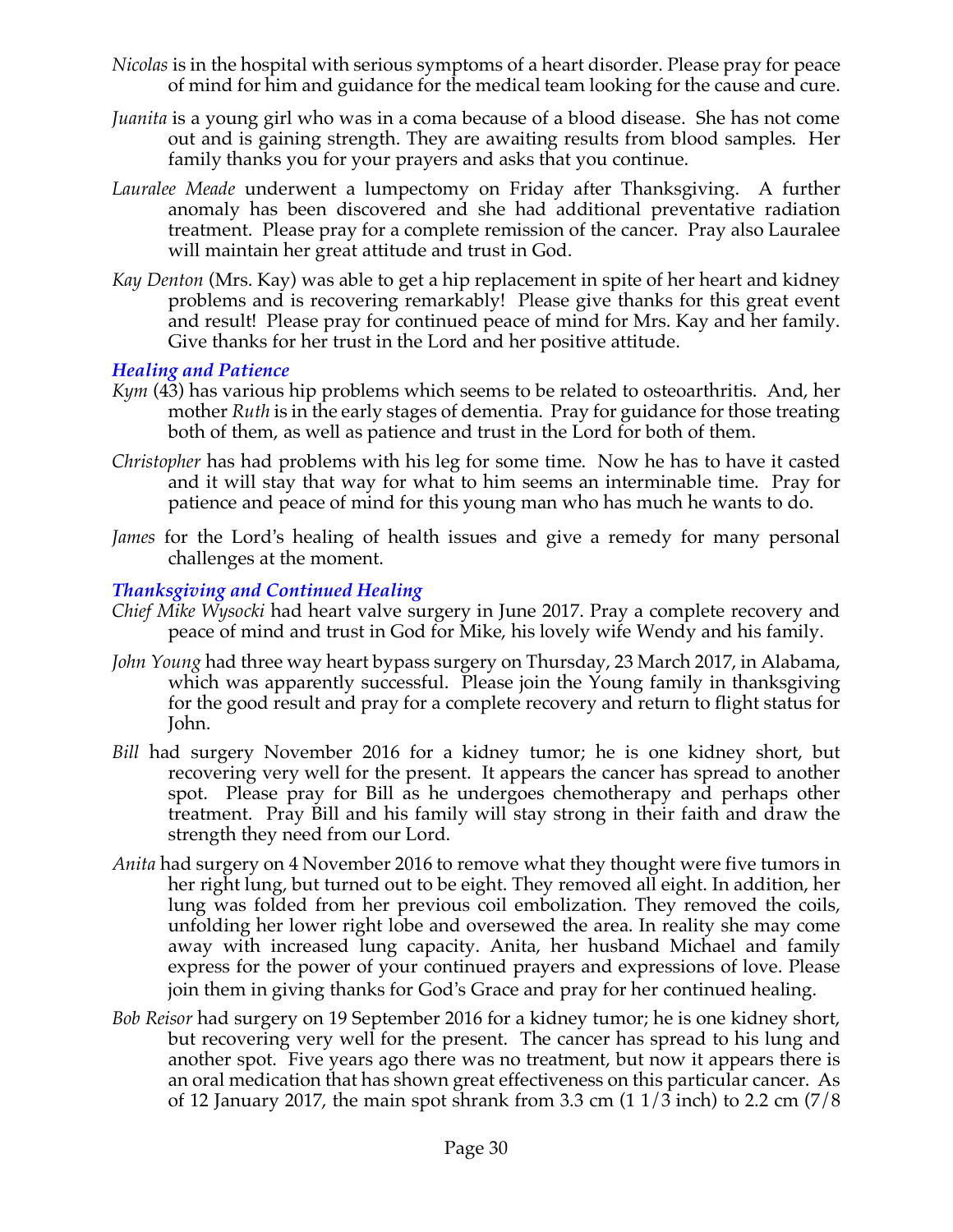*Nicolas* is in the hospital with serious symptoms of a heart disorder. Please pray for peace of mind for him and guidance for the medical team looking for the cause and cure.

*Juanita* is a young girl who was in a coma because of a blood disease. She has not come out and is gaining strength. They are awaiting results from blood samples. Her family thanks you for your prayers and asks that you continue.

*Lauralee Meade* underwent a lumpectomy on Friday after Thanksgiving. A further anomaly has been discovered and she had additional preventative radiation treatment. Please pray for a complete remission of the cancer. Pray also Lauralee will maintain her great attitude and trust in God.

*Kay Denton* (Mrs. Kay) was able to get a hip replacement in spite of her heart and kidney problems and is recovering remarkably! Please give thanks for this great event and result! Please pray for continued peace of mind for Mrs. Kay and her family. Give thanks for her trust in the Lord and her positive attitude.

### *Healing and Patience*

*Kym* (43) has various hip problems which seems to be related to osteoarthritis. And, her mother *Ruth* is in the early stages of dementia. Pray for guidance for those treating both of them, as well as patience and trust in the Lord for both of them.

*Christopher* has had problems with his leg for some time. Now he has to have it casted and it will stay that way for what to him seems an interminable time. Pray for patience and peace of mind for this young man who has much he wants to do.

*James* for the Lord's healing of health issues and give a remedy for many personal challenges at the moment.

### *Thanksgiving and Continued Healing*

*Chief Mike Wysocki* had heart valve surgery in June 2017. Pray a complete recovery and peace of mind and trust in God for Mike, his lovely wife Wendy and his family.

*John Young* had three way heart bypass surgery on Thursday, 23 March 2017, in Alabama, which was apparently successful. Please join the Young family in thanksgiving for the good result and pray for a complete recovery and return to flight status for John.

*Bill* had surgery November 2016 for a kidney tumor; he is one kidney short, but recovering very well for the present. It appears the cancer has spread to another spot. Please pray for Bill as he undergoes chemotherapy and perhaps other treatment. Pray Bill and his family will stay strong in their faith and draw the strength they need from our Lord.

*Anita* had surgery on 4 November 2016 to remove what they thought were five tumors in her right lung, but turned out to be eight. They removed all eight. In addition, her lung was folded from her previous coil embolization. They removed the coils, unfolding her lower right lobe and oversewed the area. In reality she may come away with increased lung capacity. Anita, her husband Michael and family express for the power of your continued prayers and expressions of love. Please join them in giving thanks for God's Grace and pray for her continued healing.

*Bob Reisor* had surgery on 19 September 2016 for a kidney tumor; he is one kidney short, but recovering very well for the present. The cancer has spread to his lung and another spot. Five years ago there was no treatment, but now it appears there is an oral medication that has shown great effectiveness on this particular cancer. As of 12 January 2017, the main spot shrank from 3.3 cm (1 1/3 inch) to 2.2 cm (7/8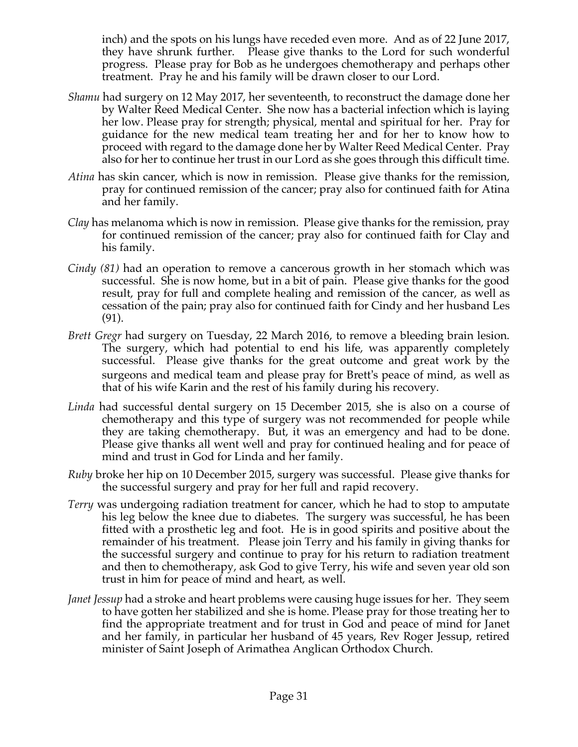inch) and the spots on his lungs have receded even more. And as of 22 June 2017, they have shrunk further. Please give thanks to the Lord for such wonderful progress. Please pray for Bob as he undergoes chemotherapy and perhaps other treatment. Pray he and his family will be drawn closer to our Lord.

*Shamu* had surgery on 12 May 2017, her seventeenth, to reconstruct the damage done her by Walter Reed Medical Center. She now has a bacterial infection which is laying her low. Please pray for strength; physical, mental and spiritual for her. Pray for guidance for the new medical team treating her and for her to know how to proceed with regard to the damage done her by Walter Reed Medical Center. Pray also for her to continue her trust in our Lord as she goes through this difficult time.

*Atina* has skin cancer, which is now in remission. Please give thanks for the remission, pray for continued remission of the cancer; pray also for continued faith for Atina and her family.

*Clay* has melanoma which is now in remission. Please give thanks for the remission, pray for continued remission of the cancer; pray also for continued faith for Clay and his family.

*Cindy (81)* had an operation to remove a cancerous growth in her stomach which was successful. She is now home, but in a bit of pain. Please give thanks for the good result, pray for full and complete healing and remission of the cancer, as well as cessation of the pain; pray also for continued faith for Cindy and her husband Les (91).

*Brett Gregr* had surgery on Tuesday, 22 March 2016, to remove a bleeding brain lesion. The surgery, which had potential to end his life, was apparently completely successful. Please give thanks for the great outcome and great work by the surgeons and medical team and please pray for Brett's peace of mind, as well as that of his wife Karin and the rest of his family during his recovery.

*Linda* had successful dental surgery on 15 December 2015, she is also on a course of chemotherapy and this type of surgery was not recommended for people while they are taking chemotherapy. But, it was an emergency and had to be done. Please give thanks all went well and pray for continued healing and for peace of mind and trust in God for Linda and her family.

*Ruby* broke her hip on 10 December 2015, surgery was successful. Please give thanks for the successful surgery and pray for her full and rapid recovery.

*Terry* was undergoing radiation treatment for cancer, which he had to stop to amputate his leg below the knee due to diabetes. The surgery was successful, he has been fitted with a prosthetic leg and foot. He is in good spirits and positive about the remainder of his treatment. Please join Terry and his family in giving thanks for the successful surgery and continue to pray for his return to radiation treatment and then to chemotherapy, ask God to give Terry, his wife and seven year old son trust in him for peace of mind and heart, as well.

*Janet Jessup* had a stroke and heart problems were causing huge issues for her. They seem to have gotten her stabilized and she is home. Please pray for those treating her to find the appropriate treatment and for trust in God and peace of mind for Janet and her family, in particular her husband of 45 years, Rev Roger Jessup, retired minister of Saint Joseph of Arimathea Anglican Orthodox Church.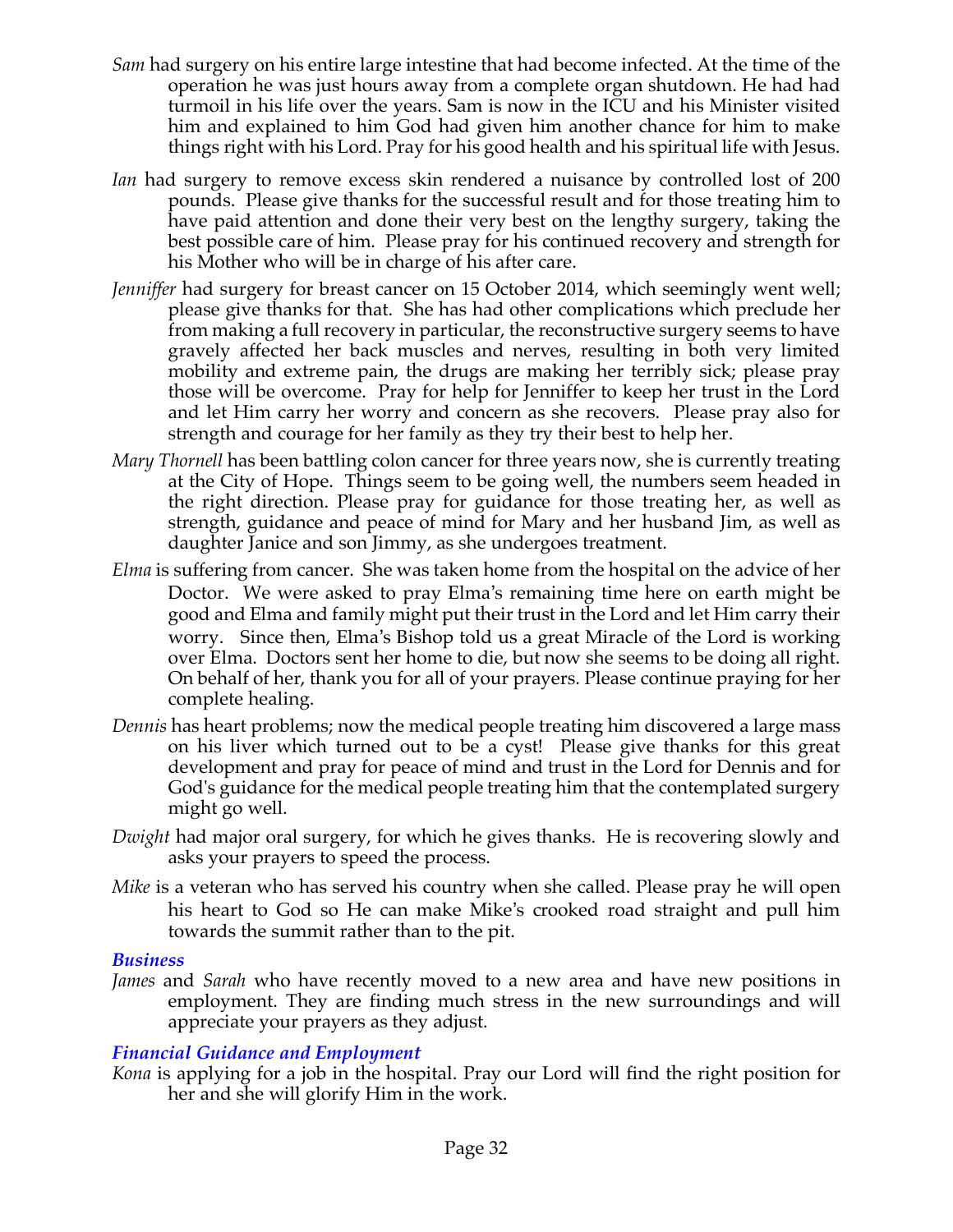*Sam* had surgery on his entire large intestine that had become infected. At the time of the operation he was just hours away from a complete organ shutdown. He had had turmoil in his life over the years. Sam is now in the ICU and his Minister visited him and explained to him God had given him another chance for him to make things right with his Lord. Pray for his good health and his spiritual life with Jesus.

*Ian* had surgery to remove excess skin rendered a nuisance by controlled lost of 200 pounds. Please give thanks for the successful result and for those treating him to have paid attention and done their very best on the lengthy surgery, taking the best possible care of him. Please pray for his continued recovery and strength for his Mother who will be in charge of his after care.

*Jenniffer* had surgery for breast cancer on 15 October 2014, which seemingly went well; please give thanks for that. She has had other complications which preclude her from making a full recovery in particular, the reconstructive surgery seems to have gravely affected her back muscles and nerves, resulting in both very limited mobility and extreme pain, the drugs are making her terribly sick; please pray those will be overcome. Pray for help for Jenniffer to keep her trust in the Lord and let Him carry her worry and concern as she recovers. Please pray also for strength and courage for her family as they try their best to help her.

*Mary Thornell* has been battling colon cancer for three years now, she is currently treating at the City of Hope. Things seem to be going well, the numbers seem headed in the right direction. Please pray for guidance for those treating her, as well as strength, guidance and peace of mind for Mary and her husband Jim, as well as daughter Janice and son Jimmy, as she undergoes treatment.

*Elma* is suffering from cancer. She was taken home from the hospital on the advice of her Doctor. We were asked to pray Elma's remaining time here on earth might be good and Elma and family might put their trust in the Lord and let Him carry their worry. Since then, Elma's Bishop told us a great Miracle of the Lord is working over Elma. Doctors sent her home to die, but now she seems to be doing all right. On behalf of her, thank you for all of your prayers. Please continue praying for her complete healing.

*Dennis* has heart problems; now the medical people treating him discovered a large mass on his liver which turned out to be a cyst! Please give thanks for this great development and pray for peace of mind and trust in the Lord for Dennis and for God's guidance for the medical people treating him that the contemplated surgery might go well.

*Dwight* had major oral surgery, for which he gives thanks. He is recovering slowly and asks your prayers to speed the process.

*Mike* is a veteran who has served his country when she called. Please pray he will open his heart to God so He can make Mike's crooked road straight and pull him towards the summit rather than to the pit.

### *Business*

*James* and *Sarah* who have recently moved to a new area and have new positions in employment. They are finding much stress in the new surroundings and will appreciate your prayers as they adjust.

### *Financial Guidance and Employment*

*Kona* is applying for a job in the hospital. Pray our Lord will find the right position for her and she will glorify Him in the work.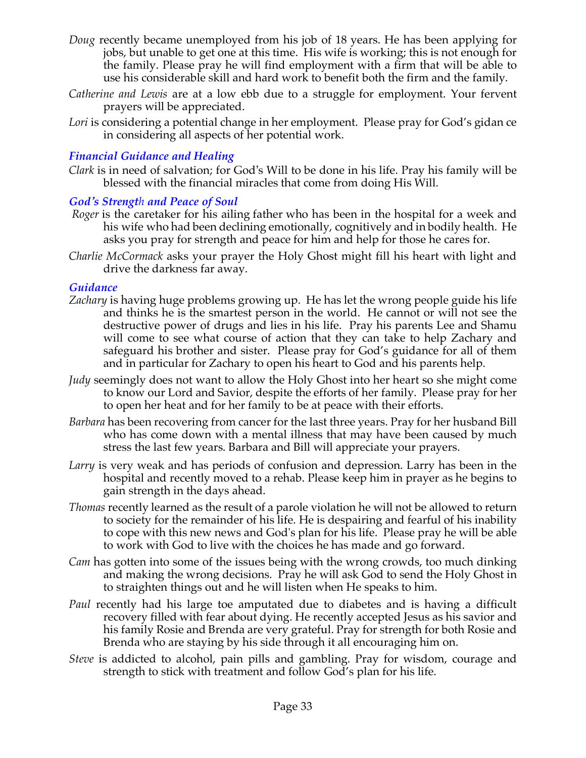*Doug* recently became unemployed from his job of 18 years. He has been applying for jobs, but unable to get one at this time. His wife is working; this is not enough for the family. Please pray he will find employment with a firm that will be able to use his considerable skill and hard work to benefit both the firm and the family.

*Catherine and Lewis* are at a low ebb due to a struggle for employment. Your fervent prayers will be appreciated.

*Lori* is considering a potential change in her employment. Please pray for God's gidan ce in considering all aspects of her potential work.

### *Financial Guidance and Healing*

*Clark* is in need of salvation; for God's Will to be done in his life. Pray his family will be blessed with the financial miracles that come from doing His Will.

### *God's Strength and Peace of Soul*

*Roger* is the caretaker for his ailing father who has been in the hospital for a week and his wife who had been declining emotionally, cognitively and in bodily health. He asks you pray for strength and peace for him and help for those he cares for.

*Charlie McCormack* asks your prayer the Holy Ghost might fill his heart with light and drive the darkness far away.

### *Guidance*

*Zachary* is having huge problems growing up. He has let the wrong people guide his life and thinks he is the smartest person in the world. He cannot or will not see the destructive power of drugs and lies in his life. Pray his parents Lee and Shamu will come to see what course of action that they can take to help Zachary and safeguard his brother and sister. Please pray for God's guidance for all of them and in particular for Zachary to open his heart to God and his parents help.

*Judy* seemingly does not want to allow the Holy Ghost into her heart so she might come to know our Lord and Savior, despite the efforts of her family. Please pray for her to open her heat and for her family to be at peace with their efforts.

*Barbara* has been recovering from cancer for the last three years. Pray for her husband Bill who has come down with a mental illness that may have been caused by much stress the last few years. Barbara and Bill will appreciate your prayers.

*Larry* is very weak and has periods of confusion and depression. Larry has been in the hospital and recently moved to a rehab. Please keep him in prayer as he begins to gain strength in the days ahead.

*Thomas* recently learned as the result of a parole violation he will not be allowed to return to society for the remainder of his life. He is despairing and fearful of his inability to cope with this new news and God's plan for his life. Please pray he will be able to work with God to live with the choices he has made and go forward.

*Cam* has gotten into some of the issues being with the wrong crowds, too much dinking and making the wrong decisions. Pray he will ask God to send the Holy Ghost in to straighten things out and he will listen when He speaks to him.

*Paul* recently had his large toe amputated due to diabetes and is having a difficult recovery filled with fear about dying. He recently accepted Jesus as his savior and his family Rosie and Brenda are very grateful. Pray for strength for both Rosie and Brenda who are staying by his side through it all encouraging him on.

*Steve* is addicted to alcohol, pain pills and gambling. Pray for wisdom, courage and strength to stick with treatment and follow God's plan for his life.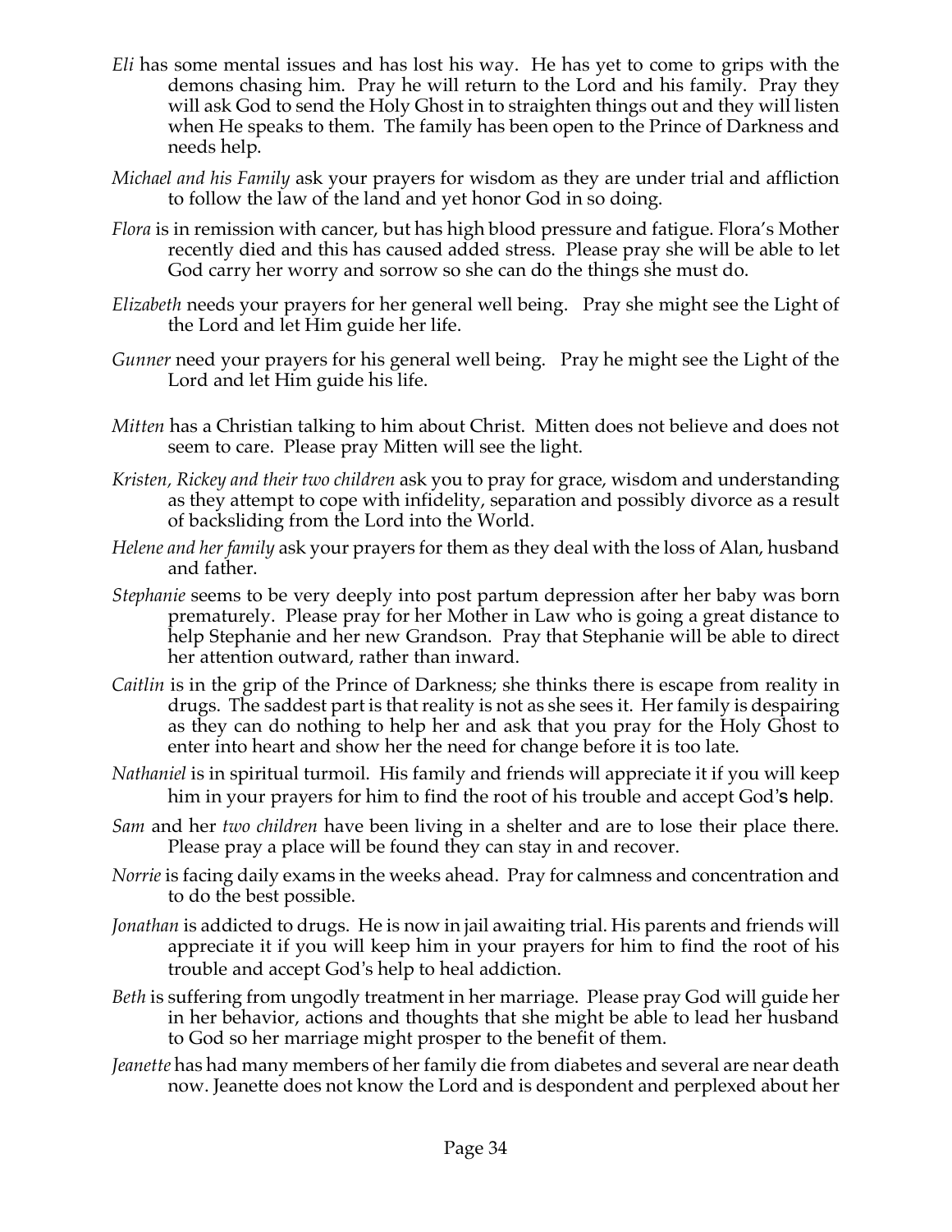*Eli* has some mental issues and has lost his way. He has yet to come to grips with the demons chasing him. Pray he will return to the Lord and his family. Pray they will ask God to send the Holy Ghost in to straighten things out and they will listen when He speaks to them. The family has been open to the Prince of Darkness and needs help.

*Michael and his Family* ask your prayers for wisdom as they are under trial and affliction to follow the law of the land and yet honor God in so doing.

*Flora* is in remission with cancer, but has high blood pressure and fatigue. Flora's Mother recently died and this has caused added stress. Please pray she will be able to let God carry her worry and sorrow so she can do the things she must do.

*Elizabeth* needs your prayers for her general well being. Pray she might see the Light of the Lord and let Him guide her life.

*Gunner* need your prayers for his general well being. Pray he might see the Light of the Lord and let Him guide his life.

*Mitten* has a Christian talking to him about Christ. Mitten does not believe and does not seem to care. Please pray Mitten will see the light.

*Kristen, Rickey and their two children* ask you to pray for grace, wisdom and understanding as they attempt to cope with infidelity, separation and possibly divorce as a result of backsliding from the Lord into the World.

*Helene and her family* ask your prayers for them as they deal with the loss of Alan, husband and father.

*Stephanie* seems to be very deeply into post partum depression after her baby was born prematurely. Please pray for her Mother in Law who is going a great distance to help Stephanie and her new Grandson. Pray that Stephanie will be able to direct her attention outward, rather than inward.

*Caitlin* is in the grip of the Prince of Darkness; she thinks there is escape from reality in drugs. The saddest part is that reality is not as she sees it. Her family is despairing as they can do nothing to help her and ask that you pray for the Holy Ghost to enter into heart and show her the need for change before it is too late.

*Nathaniel* is in spiritual turmoil. His family and friends will appreciate it if you will keep him in your prayers for him to find the root of his trouble and accept God's help.

*Sam* and her *two children* have been living in a shelter and are to lose their place there. Please pray a place will be found they can stay in and recover.

*Norrie* is facing daily exams in the weeks ahead. Pray for calmness and concentration and to do the best possible.

*Jonathan* is addicted to drugs. He is now in jail awaiting trial. His parents and friends will appreciate it if you will keep him in your prayers for him to find the root of his trouble and accept God's help to heal addiction.

*Beth* is suffering from ungodly treatment in her marriage. Please pray God will guide her in her behavior, actions and thoughts that she might be able to lead her husband to God so her marriage might prosper to the benefit of them.

*Jeanette* has had many members of her family die from diabetes and several are near death now. Jeanette does not know the Lord and is despondent and perplexed about her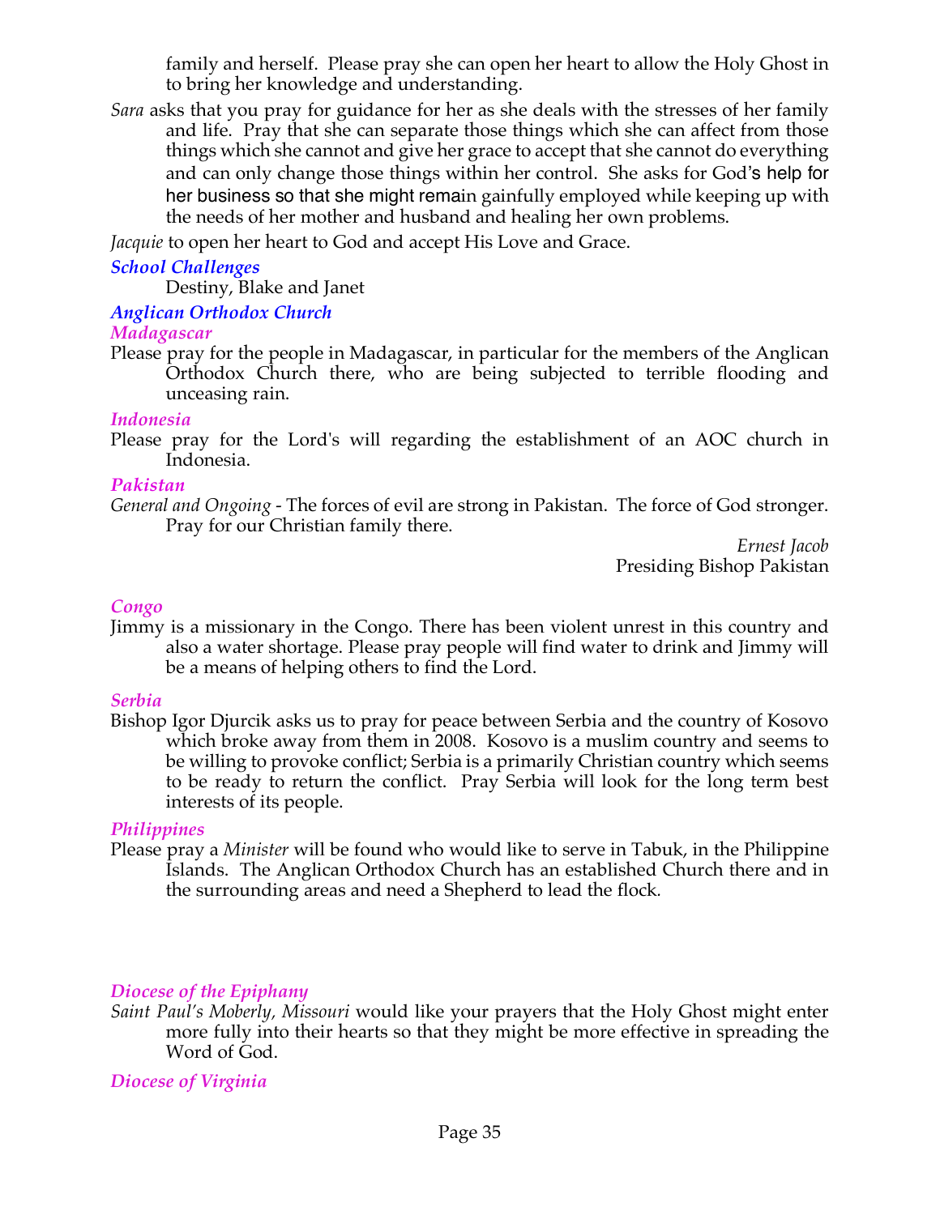family and herself. Please pray she can open her heart to allow the Holy Ghost in to bring her knowledge and understanding.

*Sara* asks that you pray for guidance for her as she deals with the stresses of her family and life. Pray that she can separate those things which she can affect from those things which she cannot and give her grace to accept that she cannot do everything and can only change those things within her control. She asks for God's help for her business so that she might remain gainfully employed while keeping up with the needs of her mother and husband and healing her own problems.

*Jacquie* to open her heart to God and accept His Love and Grace.

### *School Challenges*

Destiny, Blake and Janet

### *Anglican Orthodox Church*

#### *Madagascar*

Please pray for the people in Madagascar, in particular for the members of the Anglican Orthodox Church there, who are being subjected to terrible flooding and unceasing rain.

#### *Indonesia*

Please pray for the Lord's will regarding the establishment of an AOC church in Indonesia.

#### *Pakistan*

*General and Ongoing* - The forces of evil are strong in Pakistan. The force of God stronger. Pray for our Christian family there.

*Ernest Jacob*
Presiding Bishop Pakistan

#### *Congo*

Jimmy is a missionary in the Congo. There has been violent unrest in this country and also a water shortage. Please pray people will find water to drink and Jimmy will be a means of helping others to find the Lord.

#### *Serbia*

Bishop Igor Djurcik asks us to pray for peace between Serbia and the country of Kosovo which broke away from them in 2008. Kosovo is a muslim country and seems to be willing to provoke conflict; Serbia is a primarily Christian country which seems to be ready to return the conflict. Pray Serbia will look for the long term best interests of its people.

#### *Philippines*

Please pray a *Minister* will be found who would like to serve in Tabuk, in the Philippine Islands. The Anglican Orthodox Church has an established Church there and in the surrounding areas and need a Shepherd to lead the flock.

### *Diocese of the Epiphany*

*Saint Paul's Moberly, Missouri* would like your prayers that the Holy Ghost might enter more fully into their hearts so that they might be more effective in spreading the Word of God.

### *Diocese of Virginia*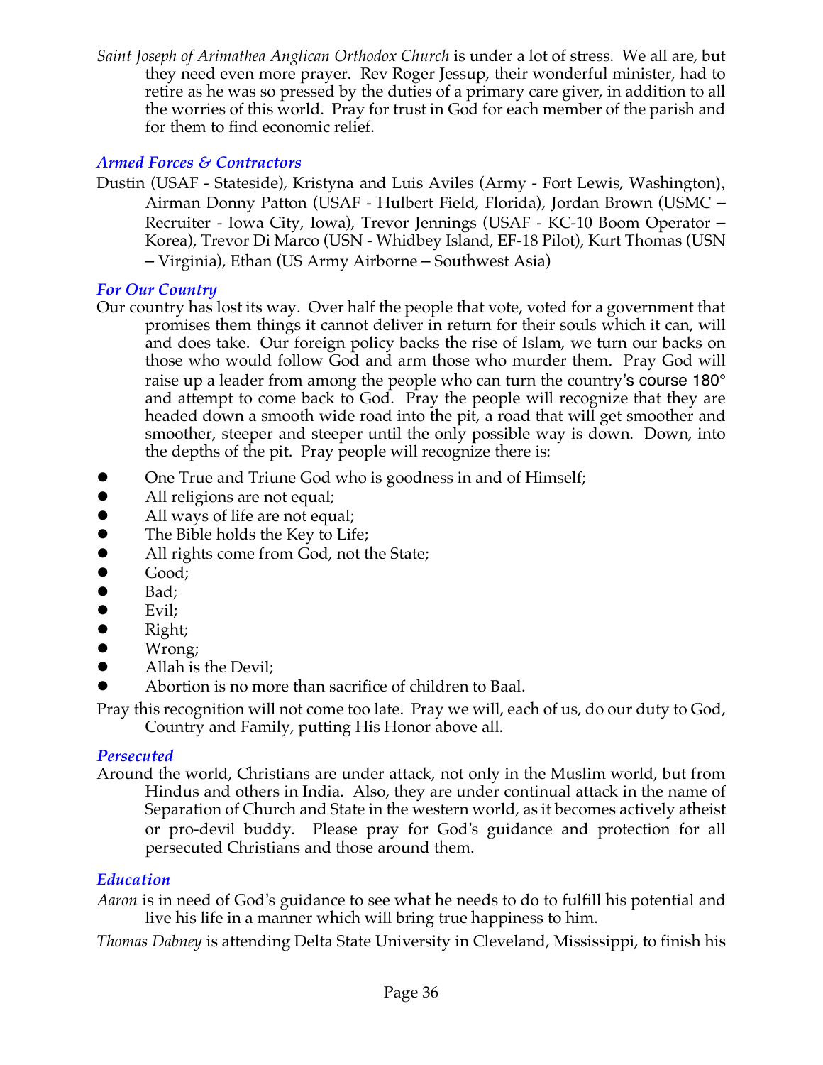*Saint Joseph of Arimathea Anglican Orthodox Church* is under a lot of stress. We all are, but they need even more prayer. Rev Roger Jessup, their wonderful minister, had to retire as he was so pressed by the duties of a primary care giver, in addition to all the worries of this world. Pray for trust in God for each member of the parish and for them to find economic relief.

### *Armed Forces & Contractors*

Dustin (USAF - Stateside), Kristyna and Luis Aviles (Army - Fort Lewis, Washington), Airman Donny Patton (USAF - Hulbert Field, Florida), Jordan Brown (USMC – Recruiter - Iowa City, Iowa), Trevor Jennings (USAF - KC-10 Boom Operator – Korea), Trevor Di Marco (USN - Whidbey Island, EF-18 Pilot), Kurt Thomas (USN – Virginia), Ethan (US Army Airborne – Southwest Asia)

### *For Our Country*

Our country has lost its way. Over half the people that vote, voted for a government that promises them things it cannot deliver in return for their souls which it can, will and does take. Our foreign policy backs the rise of Islam, we turn our backs on those who would follow God and arm those who murder them. Pray God will raise up a leader from among the people who can turn the country's course 180° and attempt to come back to God. Pray the people will recognize that they are headed down a smooth wide road into the pit, a road that will get smoother and smoother, steeper and steeper until the only possible way is down. Down, into the depths of the pit. Pray people will recognize there is:

- One True and Triune God who is goodness in and of Himself;
- All religions are not equal;
- All ways of life are not equal;
- The Bible holds the Key to Life;
- All rights come from God, not the State;
- Good;
- Bad;
- Evil;
- Right;
- Wrong;
- Allah is the Devil;
- Abortion is no more than sacrifice of children to Baal.

Pray this recognition will not come too late. Pray we will, each of us, do our duty to God, Country and Family, putting His Honor above all.

### *Persecuted*

Around the world, Christians are under attack, not only in the Muslim world, but from Hindus and others in India. Also, they are under continual attack in the name of Separation of Church and State in the western world, as it becomes actively atheist or pro-devil buddy. Please pray for God's guidance and protection for all persecuted Christians and those around them.

### *Education*

*Aaron* is in need of God's guidance to see what he needs to do to fulfill his potential and live his life in a manner which will bring true happiness to him.

*Thomas Dabney* is attending Delta State University in Cleveland, Mississippi, to finish his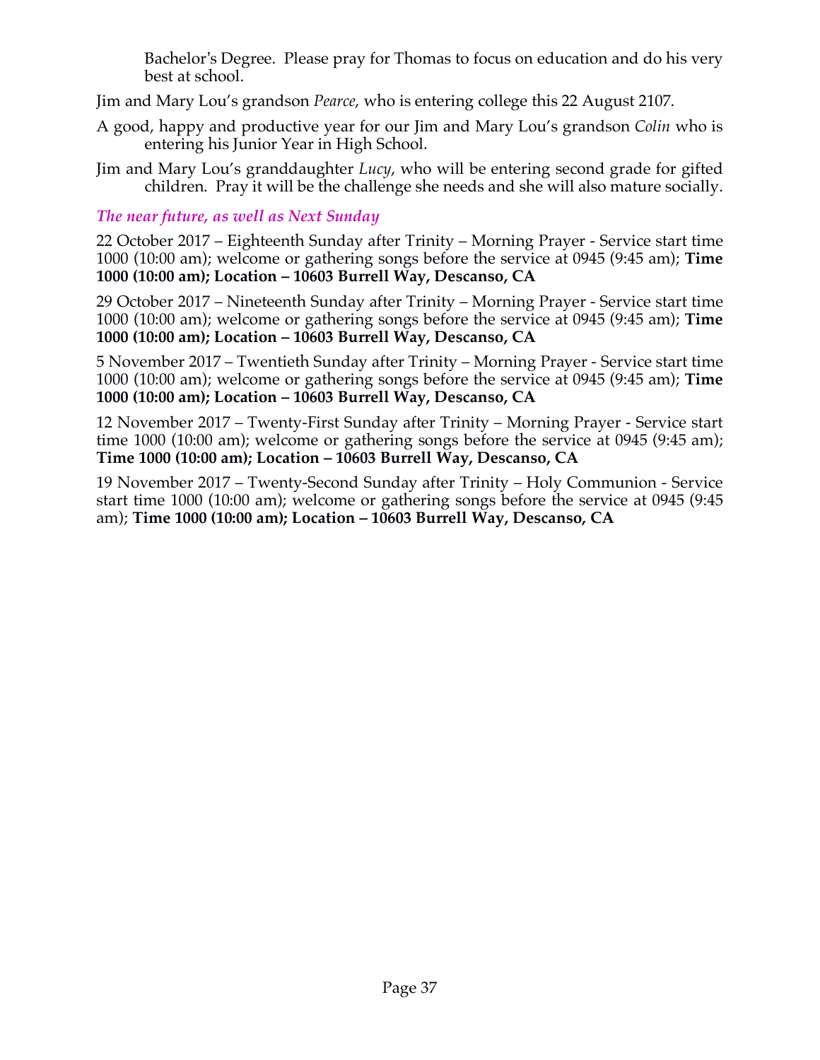Bachelor's Degree. Please pray for Thomas to focus on education and do his very best at school.

Jim and Mary Lou's grandson *Pearce,* who is entering college this 22 August 2107.

A good, happy and productive year for our Jim and Mary Lou's grandson *Colin* who is entering his Junior Year in High School.

Jim and Mary Lou's granddaughter *Lucy,* who will be entering second grade for gifted children. Pray it will be the challenge she needs and she will also mature socially.

### *The near future, as well as Next Sunday*

22 October 2017 – Eighteenth Sunday after Trinity – Morning Prayer - Service start time 1000 (10:00 am); welcome or gathering songs before the service at 0945 (9:45 am); **Time 1000 (10:00 am); Location – 10603 Burrell Way, Descanso, CA**

29 October 2017 – Nineteenth Sunday after Trinity – Morning Prayer - Service start time 1000 (10:00 am); welcome or gathering songs before the service at 0945 (9:45 am); **Time 1000 (10:00 am); Location – 10603 Burrell Way, Descanso, CA**

5 November 2017 – Twentieth Sunday after Trinity – Morning Prayer - Service start time 1000 (10:00 am); welcome or gathering songs before the service at 0945 (9:45 am); **Time 1000 (10:00 am); Location – 10603 Burrell Way, Descanso, CA**

12 November 2017 – Twenty-First Sunday after Trinity – Morning Prayer - Service start time 1000 (10:00 am); welcome or gathering songs before the service at 0945 (9:45 am); **Time 1000 (10:00 am); Location – 10603 Burrell Way, Descanso, CA**

19 November 2017 – Twenty-Second Sunday after Trinity – Holy Communion - Service start time 1000 (10:00 am); welcome or gathering songs before the service at 0945 (9:45 am); **Time 1000 (10:00 am); Location – 10603 Burrell Way, Descanso, CA**